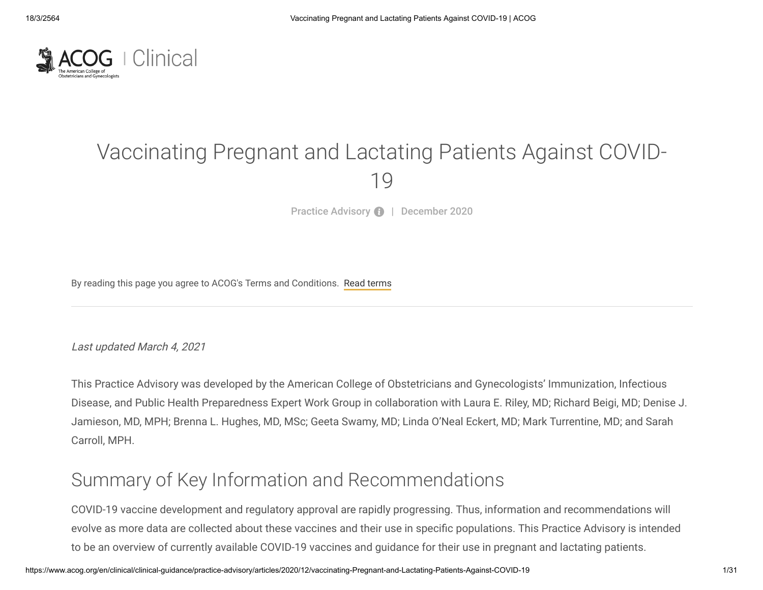ACOG | Clinical

The American College of Obstetricians and Gynecologists

# Vaccinating Pregnant and Lactating Patients Against COVID-19

Practice Advisory | December 2020

By reading this page you agree to ACOG's Terms and Conditions. Read terms

*Last updated March 4, 2021*

This Practice Advisory was developed by the American College of Obstetricians and Gynecologists' Immunization, Infectious Disease, and Public Health Preparedness Expert Work Group in collaboration with Laura E. Riley, MD; Richard Beigi, MD; Denise J. Jamieson, MD, MPH; Brenna L. Hughes, MD, MSc; Geeta Swamy, MD; Linda O'Neal Eckert, MD; Mark Turrentine, MD; and Sarah Carroll, MPH.

## Summary of Key Information and Recommendations

COVID-19 vaccine development and regulatory approval are rapidly progressing. Thus, information and recommendations will evolve as more data are collected about these vaccines and their use in specific populations. This Practice Advisory is intended to be an overview of currently available COVID-19 vaccines and guidance for their use in pregnant and lactating patients.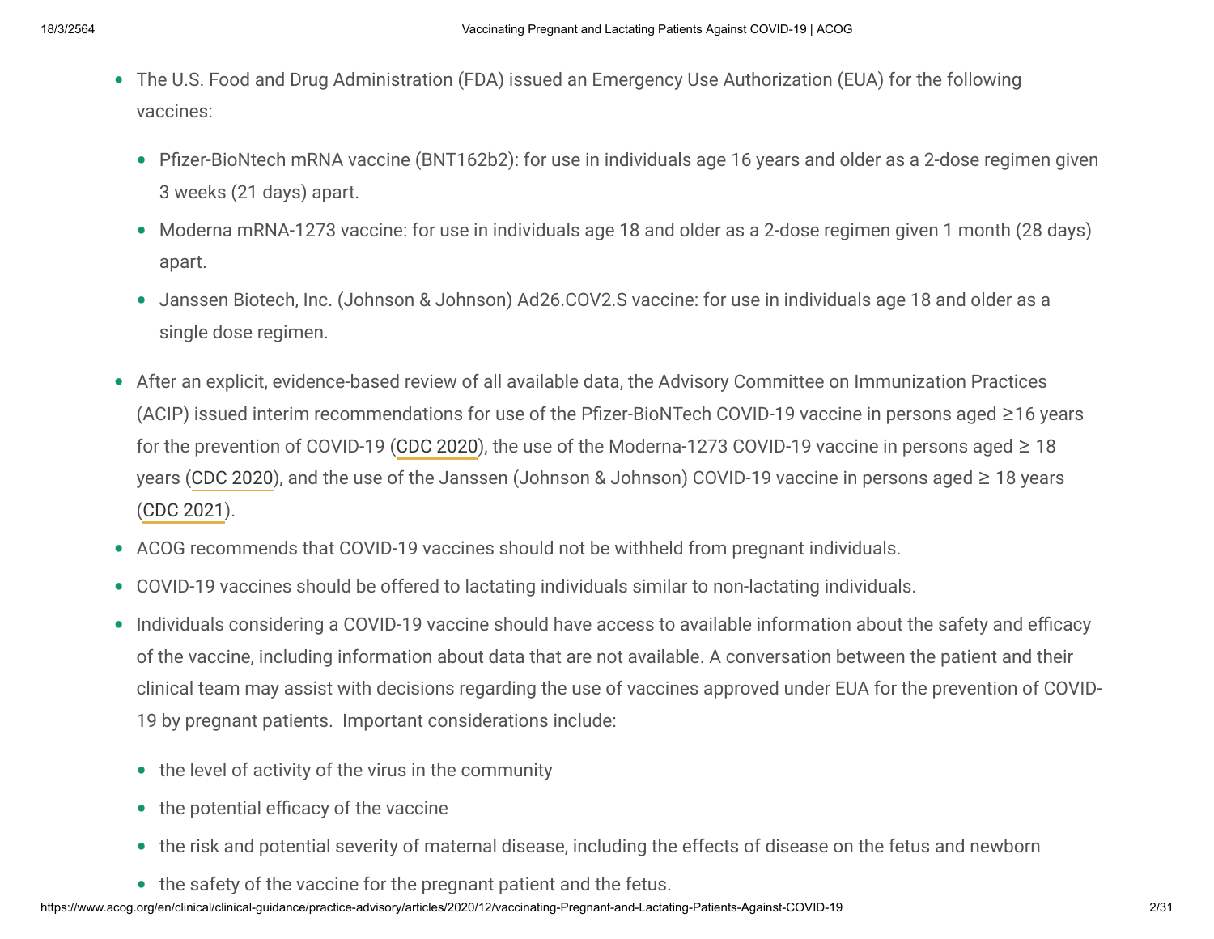- The U.S. Food and Drug Administration (FDA) issued an Emergency Use Authorization (EUA) for the following vaccines:
  - Pfizer-BioNtech mRNA vaccine (BNT162b2): for use in individuals age 16 years and older as a 2-dose regimen given 3 weeks (21 days) apart.
  - Moderna mRNA-1273 vaccine: for use in individuals age 18 and older as a 2-dose regimen given 1 month (28 days) apart.
  - Janssen Biotech, Inc. (Johnson & Johnson) Ad26.COV2.S vaccine: for use in individuals age 18 and older as a single dose regimen.
- After an explicit, evidence-based review of all available data, the Advisory Committee on Immunization Practices (ACIP) issued interim recommendations for use of the Pfizer-BioNTech COVID-19 vaccine in persons aged ≥16 years for the prevention of COVID-19 (CDC 2020), the use of the Moderna-1273 COVID-19 vaccine in persons aged ≥ 18 years (CDC 2020), and the use of the Janssen (Johnson & Johnson) COVID-19 vaccine in persons aged ≥ 18 years (CDC 2021).
- ACOG recommends that COVID-19 vaccines should not be withheld from pregnant individuals.
- COVID-19 vaccines should be offered to lactating individuals similar to non-lactating individuals.
- Individuals considering a COVID-19 vaccine should have access to available information about the safety and efficacy of the vaccine, including information about data that are not available. A conversation between the patient and their clinical team may assist with decisions regarding the use of vaccines approved under EUA for the prevention of COVID-19 by pregnant patients. Important considerations include:
  - the level of activity of the virus in the community
  - the potential efficacy of the vaccine
  - the risk and potential severity of maternal disease, including the effects of disease on the fetus and newborn
  - the safety of the vaccine for the pregnant patient and the fetus.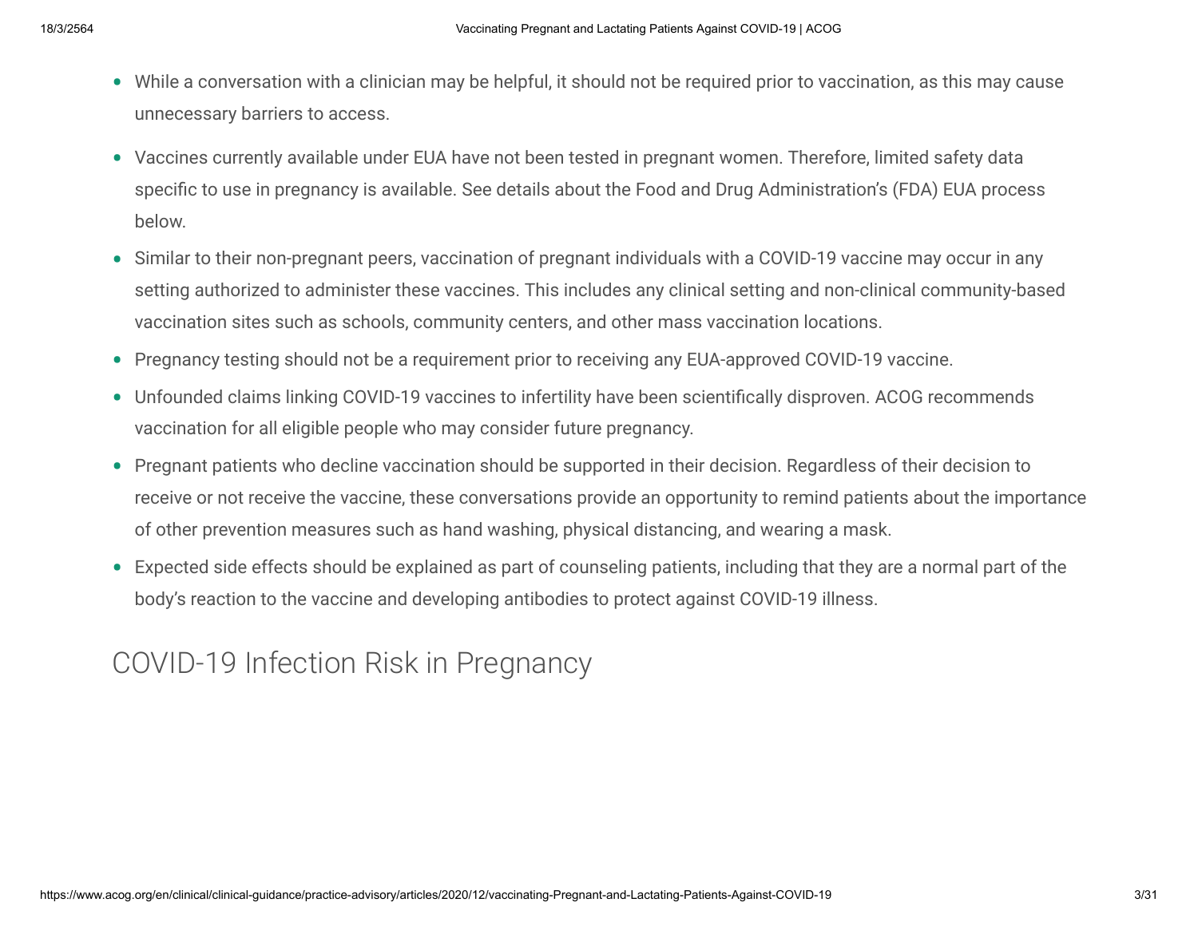- While a conversation with a clinician may be helpful, it should not be required prior to vaccination, as this may cause unnecessary barriers to access.
- Vaccines currently available under EUA have not been tested in pregnant women. Therefore, limited safety data specific to use in pregnancy is available. See details about the Food and Drug Administration's (FDA) EUA process below.
- Similar to their non-pregnant peers, vaccination of pregnant individuals with a COVID-19 vaccine may occur in any setting authorized to administer these vaccines. This includes any clinical setting and non-clinical community-based vaccination sites such as schools, community centers, and other mass vaccination locations.
- Pregnancy testing should not be a requirement prior to receiving any EUA-approved COVID-19 vaccine.
- Unfounded claims linking COVID-19 vaccines to infertility have been scientifically disproven. ACOG recommends vaccination for all eligible people who may consider future pregnancy.
- Pregnant patients who decline vaccination should be supported in their decision. Regardless of their decision to receive or not receive the vaccine, these conversations provide an opportunity to remind patients about the importance of other prevention measures such as hand washing, physical distancing, and wearing a mask.
- Expected side effects should be explained as part of counseling patients, including that they are a normal part of the body's reaction to the vaccine and developing antibodies to protect against COVID-19 illness.

## COVID-19 Infection Risk in Pregnancy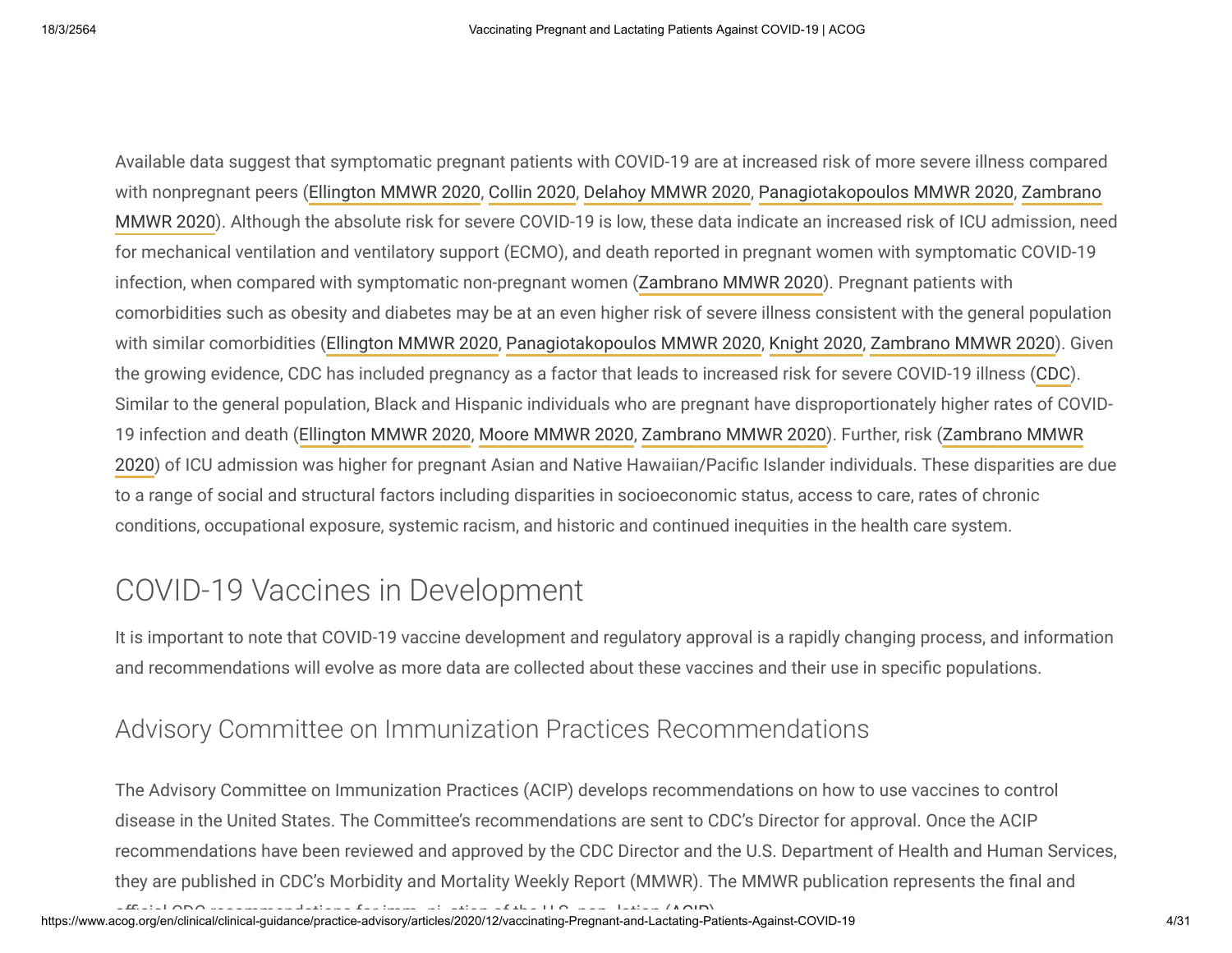Available data suggest that symptomatic pregnant patients with COVID-19 are at increased risk of more severe illness compared with nonpregnant peers (Ellington MMWR 2020, Collin 2020, Delahoy MMWR 2020, Panagiotakopoulos MMWR 2020, Zambrano MMWR 2020). Although the absolute risk for severe COVID-19 is low, these data indicate an increased risk of ICU admission, need for mechanical ventilation and ventilatory support (ECMO), and death reported in pregnant women with symptomatic COVID-19 infection, when compared with symptomatic non-pregnant women (Zambrano MMWR 2020). Pregnant patients with comorbidities such as obesity and diabetes may be at an even higher risk of severe illness consistent with the general population with similar comorbidities (Ellington MMWR 2020, Panagiotakopoulos MMWR 2020, Knight 2020, Zambrano MMWR 2020). Given the growing evidence, CDC has included pregnancy as a factor that leads to increased risk for severe COVID-19 illness (CDC). Similar to the general population, Black and Hispanic individuals who are pregnant have disproportionately higher rates of COVID-19 infection and death (Ellington MMWR 2020, Moore MMWR 2020, Zambrano MMWR 2020). Further, risk (Zambrano MMWR 2020) of ICU admission was higher for pregnant Asian and Native Hawaiian/Pacific Islander individuals. These disparities are due to a range of social and structural factors including disparities in socioeconomic status, access to care, rates of chronic conditions, occupational exposure, systemic racism, and historic and continued inequities in the health care system.

## COVID-19 Vaccines in Development

It is important to note that COVID-19 vaccine development and regulatory approval is a rapidly changing process, and information and recommendations will evolve as more data are collected about these vaccines and their use in specific populations.

### Advisory Committee on Immunization Practices Recommendations

The Advisory Committee on Immunization Practices (ACIP) develops recommendations on how to use vaccines to control disease in the United States. The Committee's recommendations are sent to CDC's Director for approval. Once the ACIP recommendations have been reviewed and approved by the CDC Director and the U.S. Department of Health and Human Services, they are published in CDC's Morbidity and Mortality Weekly Report (MMWR). The MMWR publication represents the final and official CDC recommendations for immunization of the U.S. population (ACIP).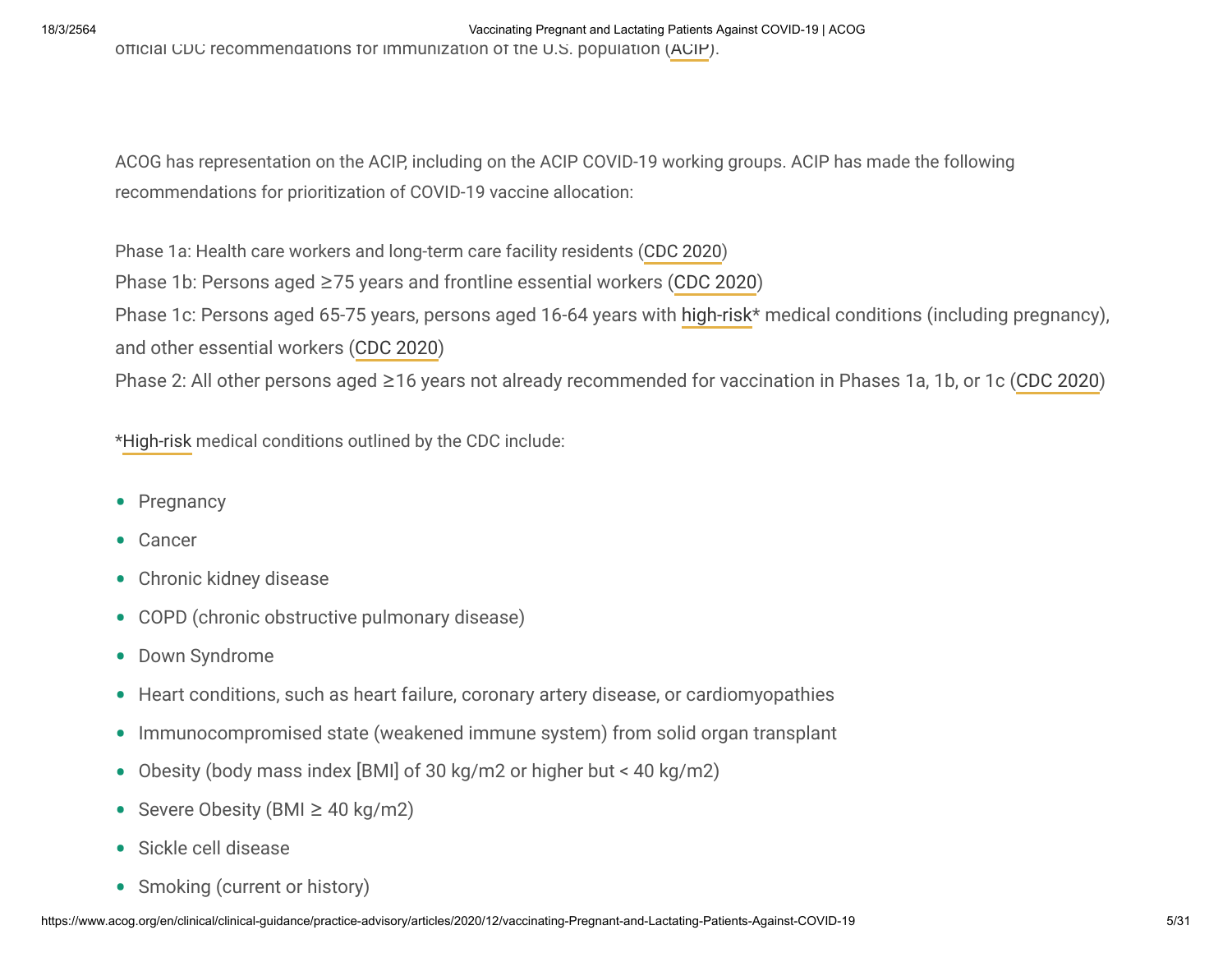official CDC recommendations for immunization of the U.S. population (ACIP).

ACOG has representation on the ACIP, including on the ACIP COVID-19 working groups. ACIP has made the following recommendations for prioritization of COVID-19 vaccine allocation:

Phase 1a: Health care workers and long-term care facility residents (CDC 2020)
Phase 1b: Persons aged ≥75 years and frontline essential workers (CDC 2020)
Phase 1c: Persons aged 65-75 years, persons aged 16-64 years with high-risk* medical conditions (including pregnancy), and other essential workers (CDC 2020)
Phase 2: All other persons aged ≥16 years not already recommended for vaccination in Phases 1a, 1b, or 1c (CDC 2020)

*High-risk medical conditions outlined by the CDC include:

- Pregnancy
- Cancer
- Chronic kidney disease
- COPD (chronic obstructive pulmonary disease)
- Down Syndrome
- Heart conditions, such as heart failure, coronary artery disease, or cardiomyopathies
- Immunocompromised state (weakened immune system) from solid organ transplant
- Obesity (body mass index [BMI] of 30 kg/m2 or higher but < 40 kg/m2)
- Severe Obesity (BMI ≥ 40 kg/m2)
- Sickle cell disease
- Smoking (current or history)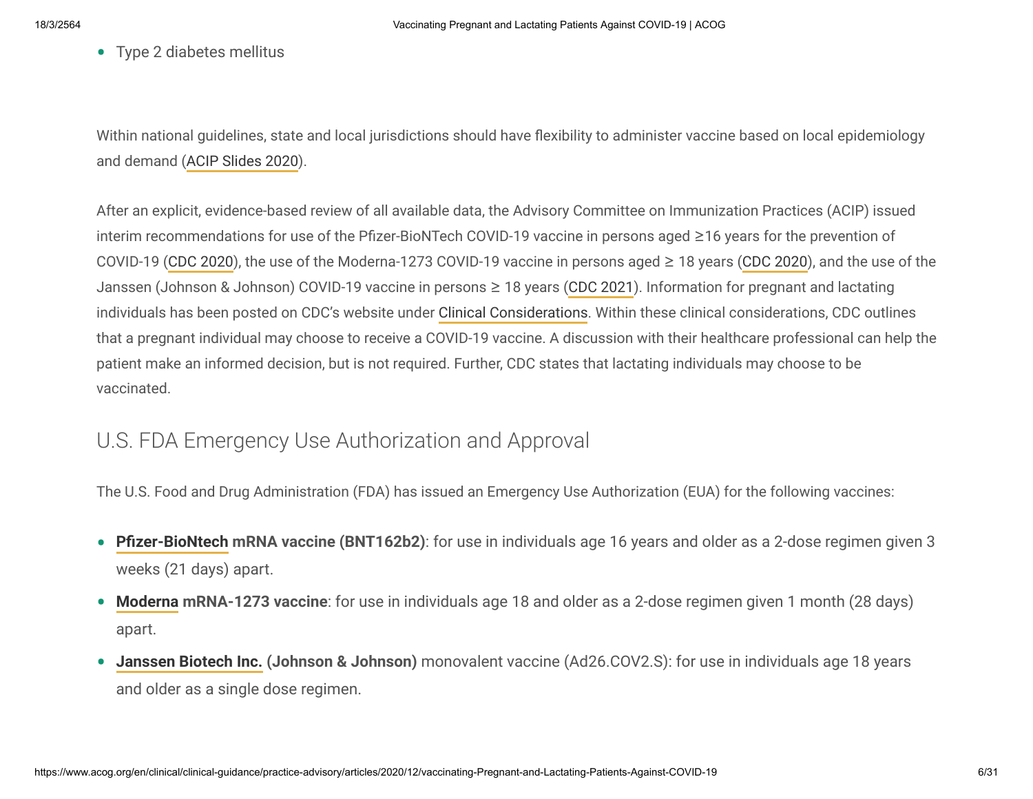- Type 2 diabetes mellitus

Within national guidelines, state and local jurisdictions should have flexibility to administer vaccine based on local epidemiology and demand (ACIP Slides 2020).

After an explicit, evidence-based review of all available data, the Advisory Committee on Immunization Practices (ACIP) issued interim recommendations for use of the Pfizer-BioNTech COVID-19 vaccine in persons aged ≥16 years for the prevention of COVID-19 (CDC 2020), the use of the Moderna-1273 COVID-19 vaccine in persons aged ≥ 18 years (CDC 2020), and the use of the Janssen (Johnson & Johnson) COVID-19 vaccine in persons ≥ 18 years (CDC 2021). Information for pregnant and lactating individuals has been posted on CDC's website under Clinical Considerations. Within these clinical considerations, CDC outlines that a pregnant individual may choose to receive a COVID-19 vaccine. A discussion with their healthcare professional can help the patient make an informed decision, but is not required. Further, CDC states that lactating individuals may choose to be vaccinated.

## U.S. FDA Emergency Use Authorization and Approval

The U.S. Food and Drug Administration (FDA) has issued an Emergency Use Authorization (EUA) for the following vaccines:

- **Pfizer-BioNtech mRNA vaccine (BNT162b2)**: for use in individuals age 16 years and older as a 2-dose regimen given 3 weeks (21 days) apart.
- **Moderna mRNA-1273 vaccine**: for use in individuals age 18 and older as a 2-dose regimen given 1 month (28 days) apart.
- **Janssen Biotech Inc. (Johnson & Johnson)** monovalent vaccine (Ad26.COV2.S): for use in individuals age 18 years and older as a single dose regimen.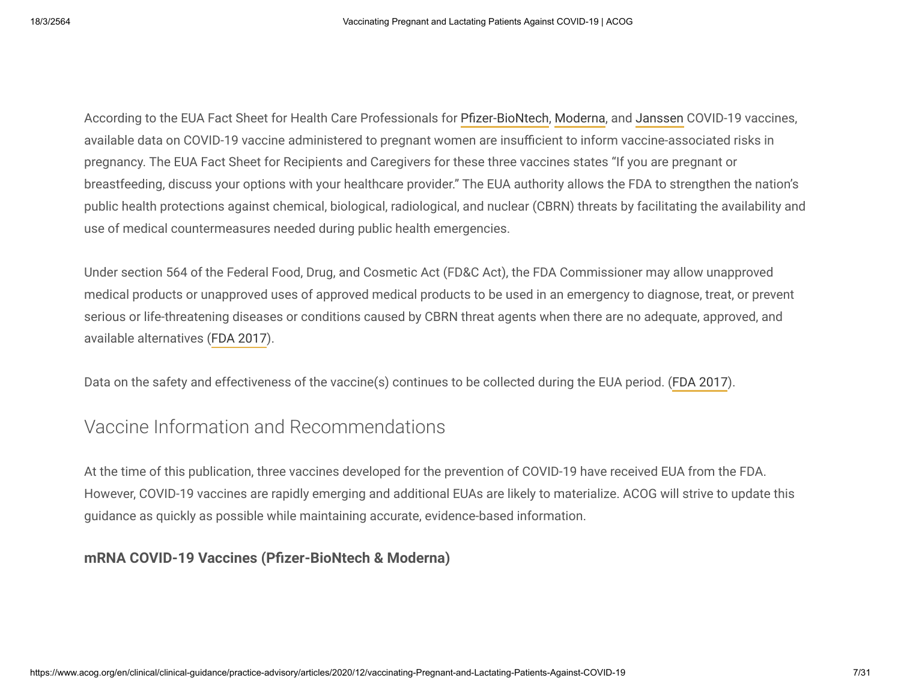According to the EUA Fact Sheet for Health Care Professionals for Pfizer-BioNtech, Moderna, and Janssen COVID-19 vaccines, available data on COVID-19 vaccine administered to pregnant women are insufficient to inform vaccine-associated risks in pregnancy. The EUA Fact Sheet for Recipients and Caregivers for these three vaccines states "If you are pregnant or breastfeeding, discuss your options with your healthcare provider." The EUA authority allows the FDA to strengthen the nation's public health protections against chemical, biological, radiological, and nuclear (CBRN) threats by facilitating the availability and use of medical countermeasures needed during public health emergencies.

Under section 564 of the Federal Food, Drug, and Cosmetic Act (FD&C Act), the FDA Commissioner may allow unapproved medical products or unapproved uses of approved medical products to be used in an emergency to diagnose, treat, or prevent serious or life-threatening diseases or conditions caused by CBRN threat agents when there are no adequate, approved, and available alternatives (FDA 2017).

Data on the safety and effectiveness of the vaccine(s) continues to be collected during the EUA period. (FDA 2017).

## Vaccine Information and Recommendations

At the time of this publication, three vaccines developed for the prevention of COVID-19 have received EUA from the FDA. However, COVID-19 vaccines are rapidly emerging and additional EUAs are likely to materialize. ACOG will strive to update this guidance as quickly as possible while maintaining accurate, evidence-based information.

### mRNA COVID-19 Vaccines (Pfizer-BioNtech & Moderna)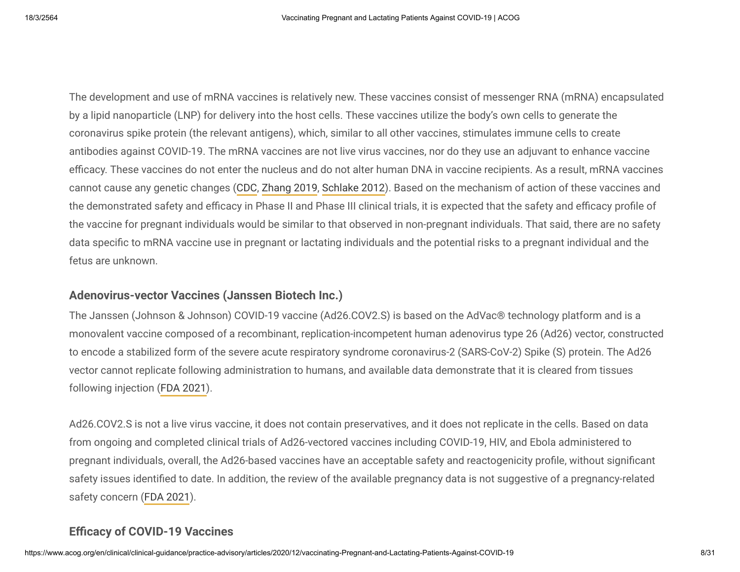The development and use of mRNA vaccines is relatively new. These vaccines consist of messenger RNA (mRNA) encapsulated by a lipid nanoparticle (LNP) for delivery into the host cells. These vaccines utilize the body's own cells to generate the coronavirus spike protein (the relevant antigens), which, similar to all other vaccines, stimulates immune cells to create antibodies against COVID-19. The mRNA vaccines are not live virus vaccines, nor do they use an adjuvant to enhance vaccine efficacy. These vaccines do not enter the nucleus and do not alter human DNA in vaccine recipients. As a result, mRNA vaccines cannot cause any genetic changes (CDC, Zhang 2019, Schlake 2012). Based on the mechanism of action of these vaccines and the demonstrated safety and efficacy in Phase II and Phase III clinical trials, it is expected that the safety and efficacy profile of the vaccine for pregnant individuals would be similar to that observed in non-pregnant individuals. That said, there are no safety data specific to mRNA vaccine use in pregnant or lactating individuals and the potential risks to a pregnant individual and the fetus are unknown.

### Adenovirus-vector Vaccines (Janssen Biotech Inc.)

The Janssen (Johnson & Johnson) COVID-19 vaccine (Ad26.COV2.S) is based on the AdVac® technology platform and is a monovalent vaccine composed of a recombinant, replication-incompetent human adenovirus type 26 (Ad26) vector, constructed to encode a stabilized form of the severe acute respiratory syndrome coronavirus-2 (SARS-CoV-2) Spike (S) protein. The Ad26 vector cannot replicate following administration to humans, and available data demonstrate that it is cleared from tissues following injection (FDA 2021).

Ad26.COV2.S is not a live virus vaccine, it does not contain preservatives, and it does not replicate in the cells. Based on data from ongoing and completed clinical trials of Ad26-vectored vaccines including COVID-19, HIV, and Ebola administered to pregnant individuals, overall, the Ad26-based vaccines have an acceptable safety and reactogenicity profile, without significant safety issues identified to date. In addition, the review of the available pregnancy data is not suggestive of a pregnancy-related safety concern (FDA 2021).

### Efficacy of COVID-19 Vaccines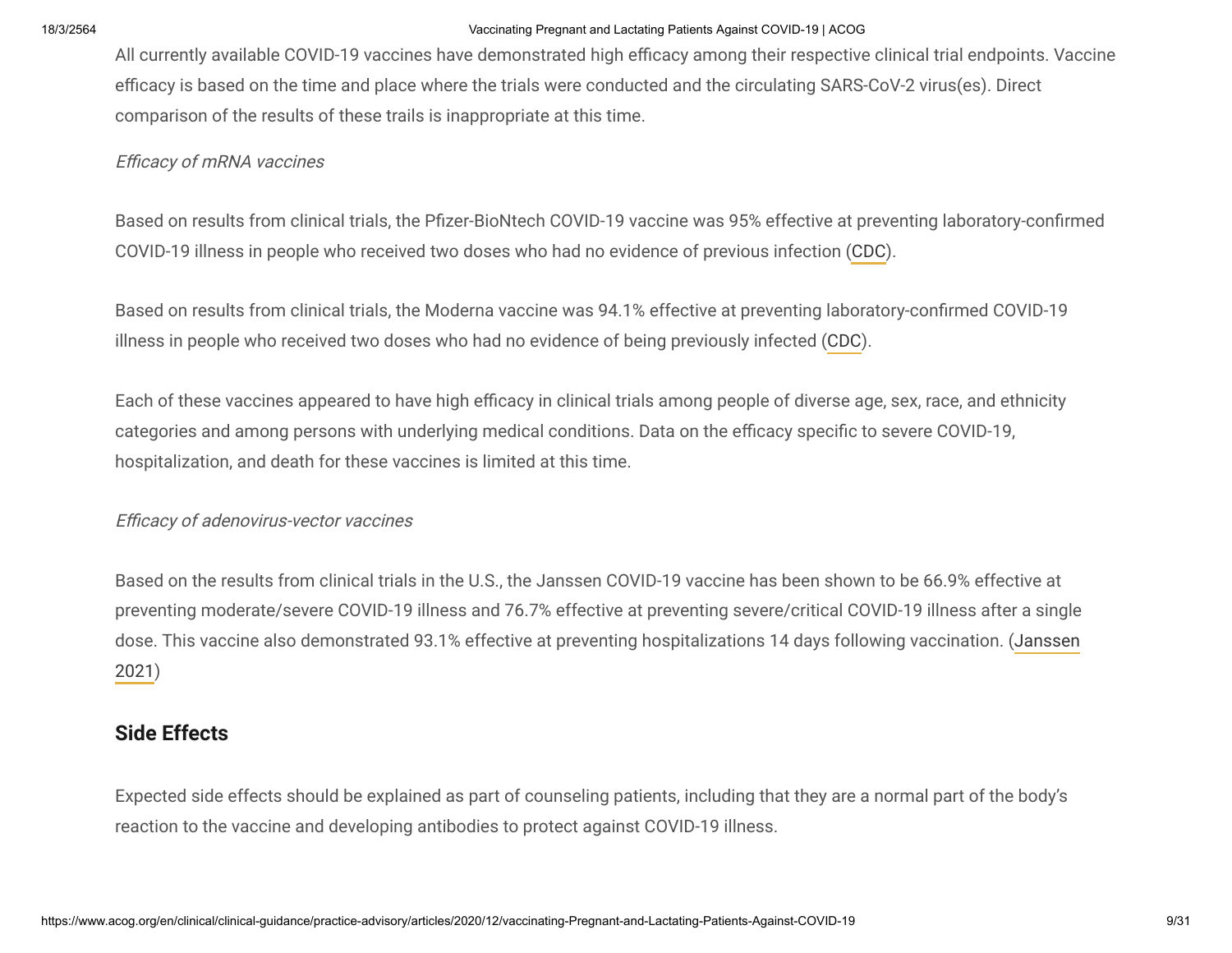All currently available COVID-19 vaccines have demonstrated high efficacy among their respective clinical trial endpoints. Vaccine efficacy is based on the time and place where the trials were conducted and the circulating SARS-CoV-2 virus(es). Direct comparison of the results of these trails is inappropriate at this time.

*Efficacy of mRNA vaccines*

Based on results from clinical trials, the Pfizer-BioNtech COVID-19 vaccine was 95% effective at preventing laboratory-confirmed COVID-19 illness in people who received two doses who had no evidence of previous infection (CDC).

Based on results from clinical trials, the Moderna vaccine was 94.1% effective at preventing laboratory-confirmed COVID-19 illness in people who received two doses who had no evidence of being previously infected (CDC).

Each of these vaccines appeared to have high efficacy in clinical trials among people of diverse age, sex, race, and ethnicity categories and among persons with underlying medical conditions. Data on the efficacy specific to severe COVID-19, hospitalization, and death for these vaccines is limited at this time.

*Efficacy of adenovirus-vector vaccines*

Based on the results from clinical trials in the U.S., the Janssen COVID-19 vaccine has been shown to be 66.9% effective at preventing moderate/severe COVID-19 illness and 76.7% effective at preventing severe/critical COVID-19 illness after a single dose. This vaccine also demonstrated 93.1% effective at preventing hospitalizations 14 days following vaccination. (Janssen 2021)

## Side Effects

Expected side effects should be explained as part of counseling patients, including that they are a normal part of the body's reaction to the vaccine and developing antibodies to protect against COVID-19 illness.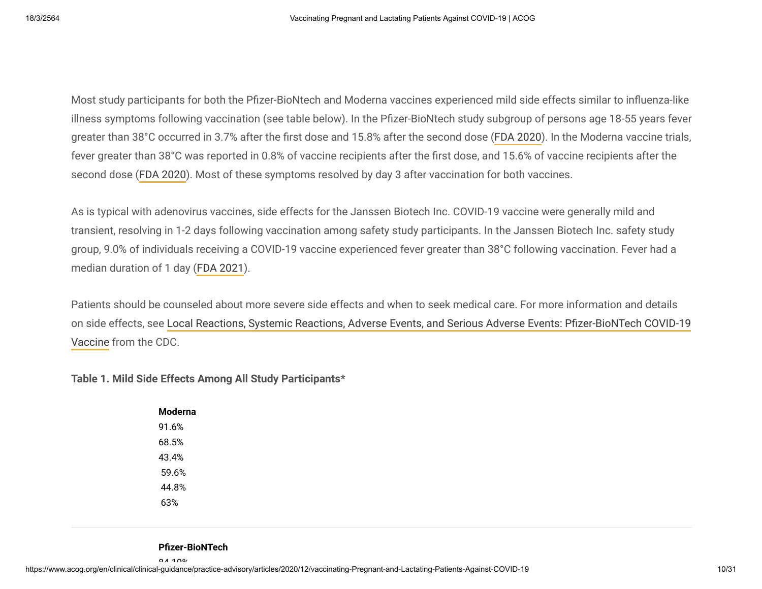Most study participants for both the Pfizer-BioNtech and Moderna vaccines experienced mild side effects similar to influenza-like illness symptoms following vaccination (see table below). In the Pfizer-BioNtech study subgroup of persons age 18-55 years fever greater than 38°C occurred in 3.7% after the first dose and 15.8% after the second dose (FDA 2020). In the Moderna vaccine trials, fever greater than 38°C was reported in 0.8% of vaccine recipients after the first dose, and 15.6% of vaccine recipients after the second dose (FDA 2020). Most of these symptoms resolved by day 3 after vaccination for both vaccines.

As is typical with adenovirus vaccines, side effects for the Janssen Biotech Inc. COVID-19 vaccine were generally mild and transient, resolving in 1-2 days following vaccination among safety study participants. In the Janssen Biotech Inc. safety study group, 9.0% of individuals receiving a COVID-19 vaccine experienced fever greater than 38°C following vaccination. Fever had a median duration of 1 day (FDA 2021).

Patients should be counseled about more severe side effects and when to seek medical care. For more information and details on side effects, see Local Reactions, Systemic Reactions, Adverse Events, and Serious Adverse Events: Pfizer-BioNTech COVID-19 Vaccine from the CDC.

**Table 1. Mild Side Effects Among All Study Participants***

**Moderna**

91.6%
68.5%
43.4%
59.6%
44.8%
63%

---

**Pfizer-BioNTech**

84.10%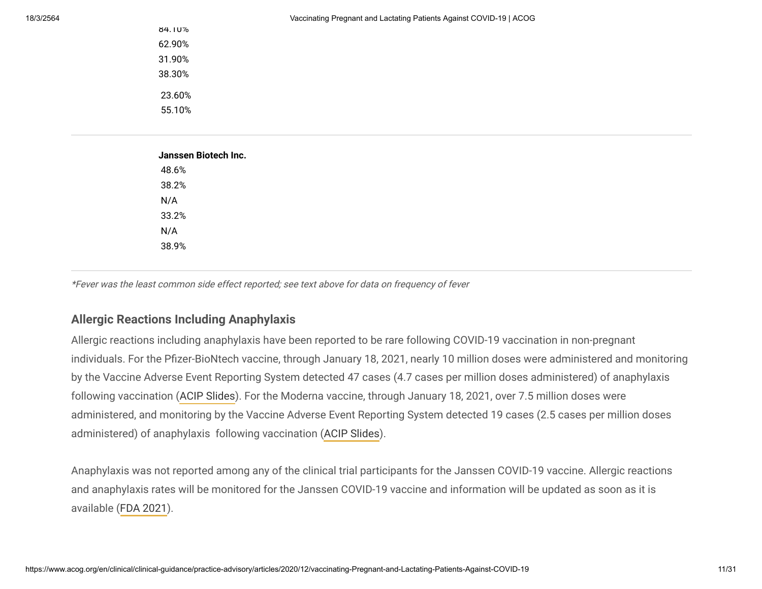84.10%
62.90%
31.90%
38.30%
23.60%
55.10%

**Janssen Biotech Inc.**
48.6%
38.2%
N/A
33.2%
N/A
38.9%

*\*Fever was the least common side effect reported; see text above for data on frequency of fever*

### Allergic Reactions Including Anaphylaxis

Allergic reactions including anaphylaxis have been reported to be rare following COVID-19 vaccination in non-pregnant individuals. For the Pfizer-BioNtech vaccine, through January 18, 2021, nearly 10 million doses were administered and monitoring by the Vaccine Adverse Event Reporting System detected 47 cases (4.7 cases per million doses administered) of anaphylaxis following vaccination (ACIP Slides). For the Moderna vaccine, through January 18, 2021, over 7.5 million doses were administered, and monitoring by the Vaccine Adverse Event Reporting System detected 19 cases (2.5 cases per million doses administered) of anaphylaxis following vaccination (ACIP Slides).

Anaphylaxis was not reported among any of the clinical trial participants for the Janssen COVID-19 vaccine. Allergic reactions and anaphylaxis rates will be monitored for the Janssen COVID-19 vaccine and information will be updated as soon as it is available (FDA 2021).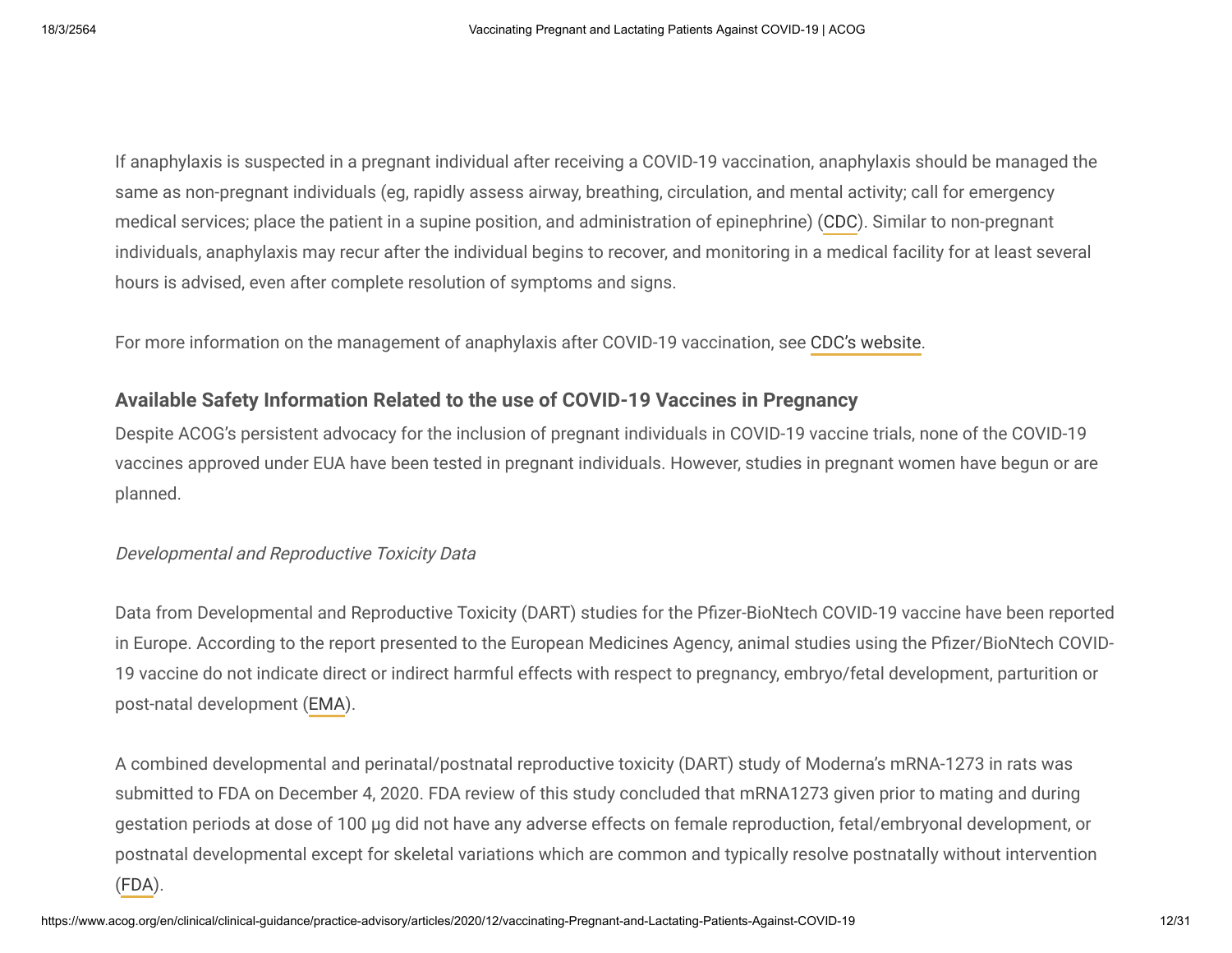If anaphylaxis is suspected in a pregnant individual after receiving a COVID-19 vaccination, anaphylaxis should be managed the same as non-pregnant individuals (eg, rapidly assess airway, breathing, circulation, and mental activity; call for emergency medical services; place the patient in a supine position, and administration of epinephrine) (CDC). Similar to non-pregnant individuals, anaphylaxis may recur after the individual begins to recover, and monitoring in a medical facility for at least several hours is advised, even after complete resolution of symptoms and signs.

For more information on the management of anaphylaxis after COVID-19 vaccination, see CDC's website.

### Available Safety Information Related to the use of COVID-19 Vaccines in Pregnancy

Despite ACOG's persistent advocacy for the inclusion of pregnant individuals in COVID-19 vaccine trials, none of the COVID-19 vaccines approved under EUA have been tested in pregnant individuals. However, studies in pregnant women have begun or are planned.

*Developmental and Reproductive Toxicity Data*

Data from Developmental and Reproductive Toxicity (DART) studies for the Pfizer-BioNtech COVID-19 vaccine have been reported in Europe. According to the report presented to the European Medicines Agency, animal studies using the Pfizer/BioNTech COVID-19 vaccine do not indicate direct or indirect harmful effects with respect to pregnancy, embryo/fetal development, parturition or post-natal development (EMA).

A combined developmental and perinatal/postnatal reproductive toxicity (DART) study of Moderna's mRNA-1273 in rats was submitted to FDA on December 4, 2020. FDA review of this study concluded that mRNA1273 given prior to mating and during gestation periods at dose of 100 µg did not have any adverse effects on female reproduction, fetal/embryonal development, or postnatal developmental except for skeletal variations which are common and typically resolve postnatally without intervention (FDA).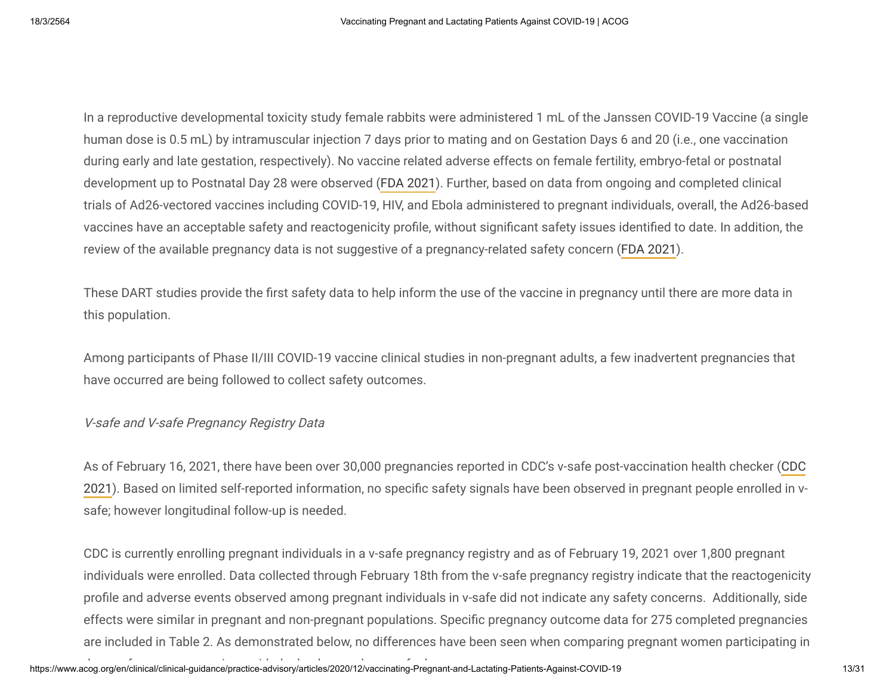In a reproductive developmental toxicity study female rabbits were administered 1 mL of the Janssen COVID-19 Vaccine (a single human dose is 0.5 mL) by intramuscular injection 7 days prior to mating and on Gestation Days 6 and 20 (i.e., one vaccination during early and late gestation, respectively). No vaccine related adverse effects on female fertility, embryo-fetal or postnatal development up to Postnatal Day 28 were observed (FDA 2021). Further, based on data from ongoing and completed clinical trials of Ad26-vectored vaccines including COVID-19, HIV, and Ebola administered to pregnant individuals, overall, the Ad26-based vaccines have an acceptable safety and reactogenicity profile, without significant safety issues identified to date. In addition, the review of the available pregnancy data is not suggestive of a pregnancy-related safety concern (FDA 2021).

These DART studies provide the first safety data to help inform the use of the vaccine in pregnancy until there are more data in this population.

Among participants of Phase II/III COVID-19 vaccine clinical studies in non-pregnant adults, a few inadvertent pregnancies that have occurred are being followed to collect safety outcomes.

*V-safe and V-safe Pregnancy Registry Data*

As of February 16, 2021, there have been over 30,000 pregnancies reported in CDC's v-safe post-vaccination health checker (CDC 2021). Based on limited self-reported information, no specific safety signals have been observed in pregnant people enrolled in v-safe; however longitudinal follow-up is needed.

CDC is currently enrolling pregnant individuals in a v-safe pregnancy registry and as of February 19, 2021 over 1,800 pregnant individuals were enrolled. Data collected through February 18th from the v-safe pregnancy registry indicate that the reactogenicity profile and adverse events observed among pregnant individuals in v-safe did not indicate any safety concerns. Additionally, side effects were similar in pregnant and non-pregnant populations. Specific pregnancy outcome data for 275 completed pregnancies are included in Table 2. As demonstrated below, no differences have been seen when comparing pregnant women participating in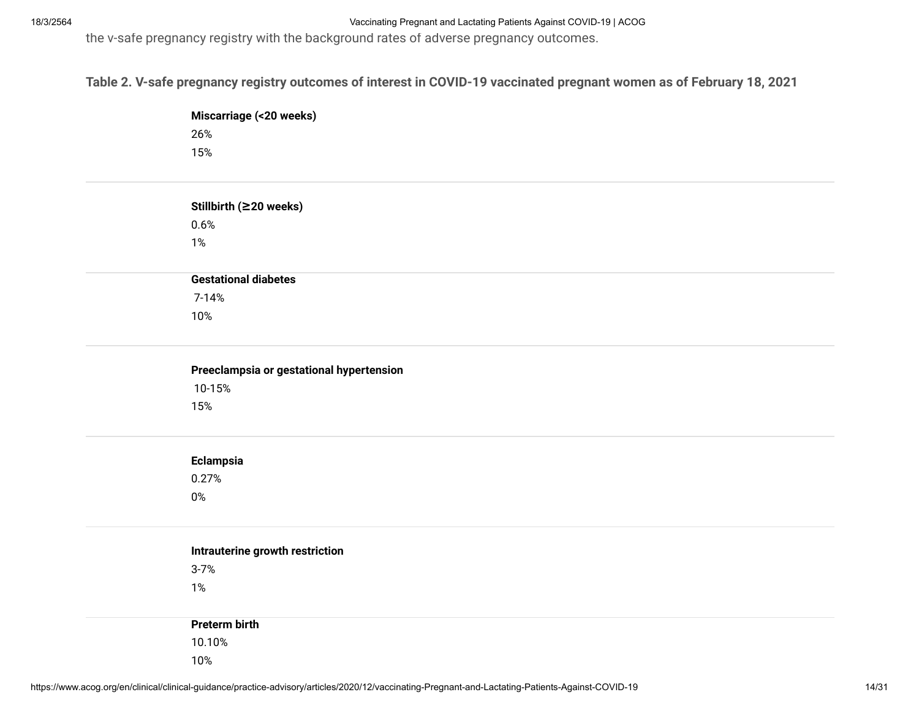the v-safe pregnancy registry with the background rates of adverse pregnancy outcomes.

**Table 2. V-safe pregnancy registry outcomes of interest in COVID-19 vaccinated pregnant women as of February 18, 2021**

**Miscarriage (<20 weeks)**

26%

15%

**Stillbirth (≥20 weeks)**

0.6%

1%

**Gestational diabetes**

7-14%

10%

**Preeclampsia or gestational hypertension**

10-15%

15%

**Eclampsia**

0.27%

0%

**Intrauterine growth restriction**

3-7%

1%

**Preterm birth**

10.10%

10%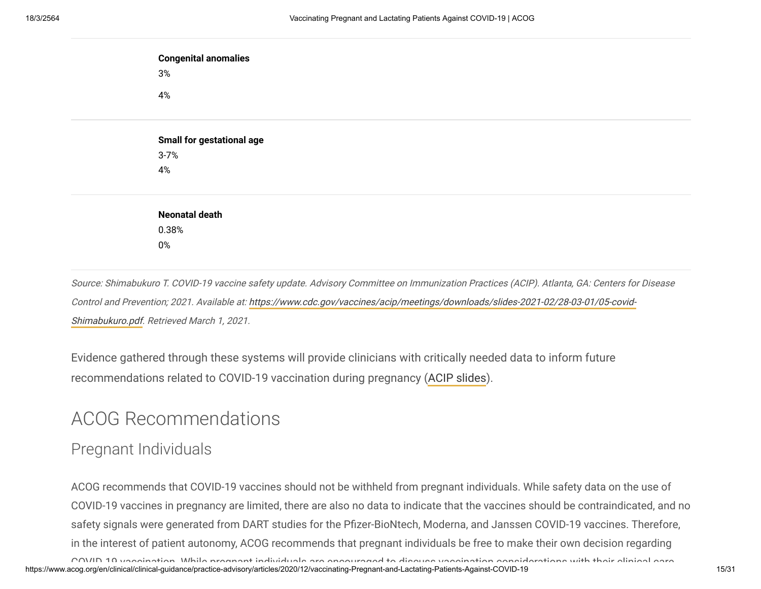**Congenital anomalies**

3%

4%

**Small for gestational age**

3-7%

4%

**Neonatal death**

0.38%

0%

*Source: Shimabukuro T. COVID-19 vaccine safety update. Advisory Committee on Immunization Practices (ACIP). Atlanta, GA: Centers for Disease Control and Prevention; 2021. Available at: https://www.cdc.gov/vaccines/acip/meetings/downloads/slides-2021-02/28-03-01/05-covid-Shimabukuro.pdf. Retrieved March 1, 2021.*

Evidence gathered through these systems will provide clinicians with critically needed data to inform future recommendations related to COVID-19 vaccination during pregnancy (ACIP slides).

## ACOG Recommendations

### Pregnant Individuals

ACOG recommends that COVID-19 vaccines should not be withheld from pregnant individuals. While safety data on the use of COVID-19 vaccines in pregnancy are limited, there are also no data to indicate that the vaccines should be contraindicated, and no safety signals were generated from DART studies for the Pfizer-BioNtech, Moderna, and Janssen COVID-19 vaccines. Therefore, in the interest of patient autonomy, ACOG recommends that pregnant individuals be free to make their own decision regarding COVID-19 vaccination. While pregnant individuals are encouraged to discuss vaccination considerations with their clinical care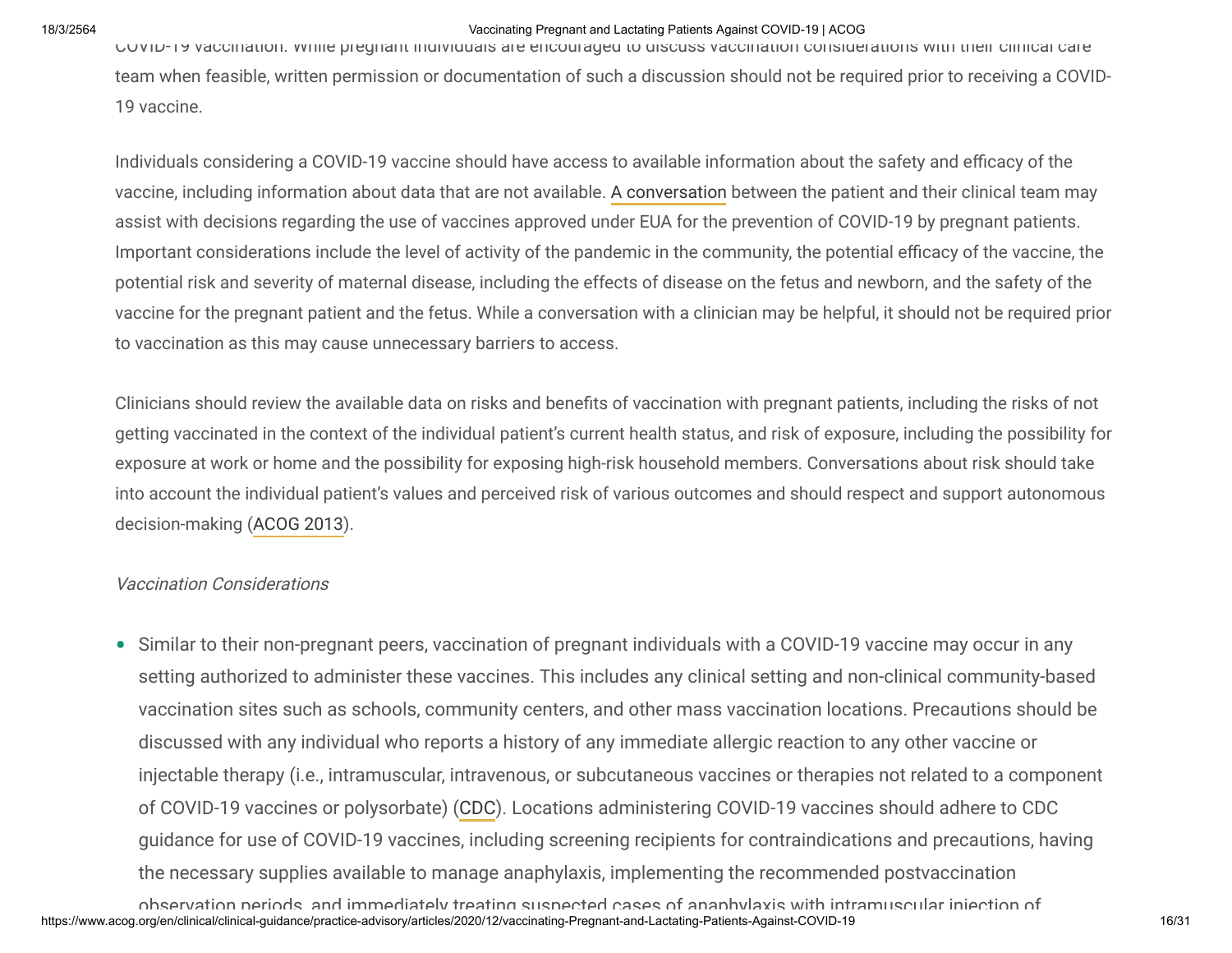COVID-19 vaccination. While pregnant individuals are encouraged to discuss vaccination considerations with their clinical care team when feasible, written permission or documentation of such a discussion should not be required prior to receiving a COVID-19 vaccine.

Individuals considering a COVID-19 vaccine should have access to available information about the safety and efficacy of the vaccine, including information about data that are not available. A conversation between the patient and their clinical team may assist with decisions regarding the use of vaccines approved under EUA for the prevention of COVID-19 by pregnant patients. Important considerations include the level of activity of the pandemic in the community, the potential efficacy of the vaccine, the potential risk and severity of maternal disease, including the effects of disease on the fetus and newborn, and the safety of the vaccine for the pregnant patient and the fetus. While a conversation with a clinician may be helpful, it should not be required prior to vaccination as this may cause unnecessary barriers to access.

Clinicians should review the available data on risks and benefits of vaccination with pregnant patients, including the risks of not getting vaccinated in the context of the individual patient's current health status, and risk of exposure, including the possibility for exposure at work or home and the possibility for exposing high-risk household members. Conversations about risk should take into account the individual patient's values and perceived risk of various outcomes and should respect and support autonomous decision-making (ACOG 2013).

*Vaccination Considerations*

- Similar to their non-pregnant peers, vaccination of pregnant individuals with a COVID-19 vaccine may occur in any setting authorized to administer these vaccines. This includes any clinical setting and non-clinical community-based vaccination sites such as schools, community centers, and other mass vaccination locations. Precautions should be discussed with any individual who reports a history of any immediate allergic reaction to any other vaccine or injectable therapy (i.e., intramuscular, intravenous, or subcutaneous vaccines or therapies not related to a component of COVID-19 vaccines or polysorbate) (CDC). Locations administering COVID-19 vaccines should adhere to CDC guidance for use of COVID-19 vaccines, including screening recipients for contraindications and precautions, having the necessary supplies available to manage anaphylaxis, implementing the recommended postvaccination observation periods, and immediately treating suspected cases of anaphylaxis with intramuscular injection of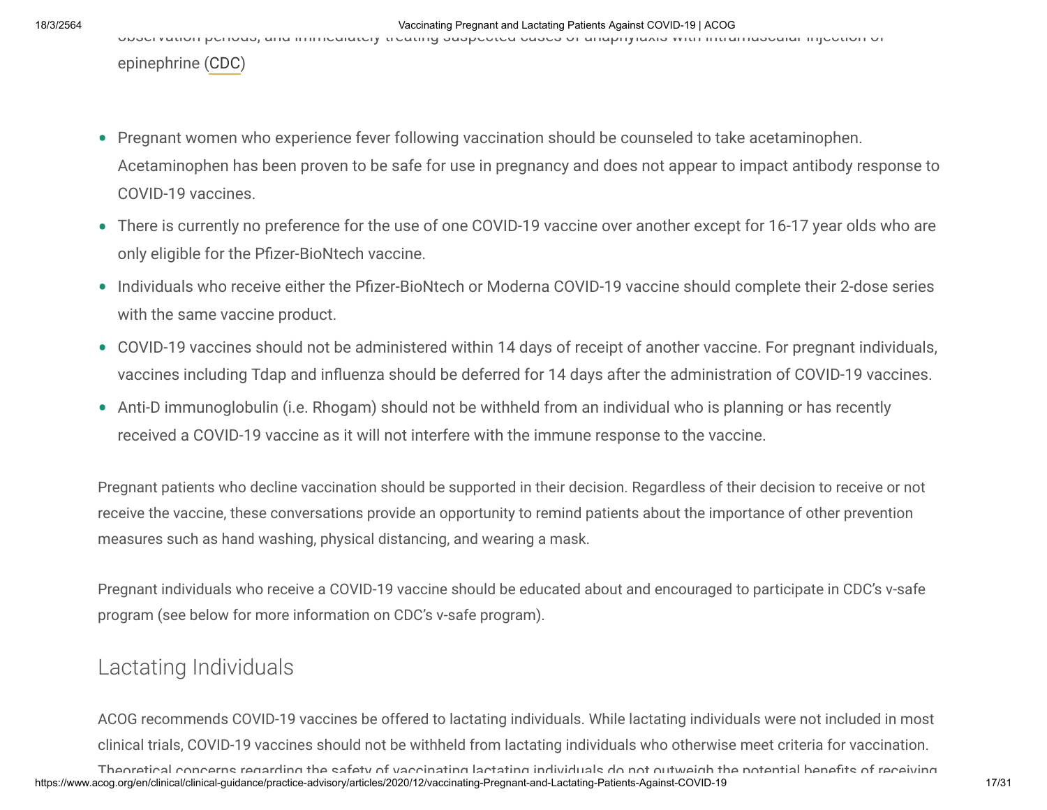observation periods, and immediately treating suspected cases of anaphylaxis with intramuscular injection of epinephrine (CDC)

- Pregnant women who experience fever following vaccination should be counseled to take acetaminophen. Acetaminophen has been proven to be safe for use in pregnancy and does not appear to impact antibody response to COVID-19 vaccines.
- There is currently no preference for the use of one COVID-19 vaccine over another except for 16-17 year olds who are only eligible for the Pfizer-BioNtech vaccine.
- Individuals who receive either the Pfizer-BioNtech or Moderna COVID-19 vaccine should complete their 2-dose series with the same vaccine product.
- COVID-19 vaccines should not be administered within 14 days of receipt of another vaccine. For pregnant individuals, vaccines including Tdap and influenza should be deferred for 14 days after the administration of COVID-19 vaccines.
- Anti-D immunoglobulin (i.e. Rhogam) should not be withheld from an individual who is planning or has recently received a COVID-19 vaccine as it will not interfere with the immune response to the vaccine.

Pregnant patients who decline vaccination should be supported in their decision. Regardless of their decision to receive or not receive the vaccine, these conversations provide an opportunity to remind patients about the importance of other prevention measures such as hand washing, physical distancing, and wearing a mask.

Pregnant individuals who receive a COVID-19 vaccine should be educated about and encouraged to participate in CDC's v-safe program (see below for more information on CDC's v-safe program).

## Lactating Individuals

ACOG recommends COVID-19 vaccines be offered to lactating individuals. While lactating individuals were not included in most clinical trials, COVID-19 vaccines should not be withheld from lactating individuals who otherwise meet criteria for vaccination. Theoretical concerns regarding the safety of vaccinating lactating individuals do not outweigh the potential benefits of receiving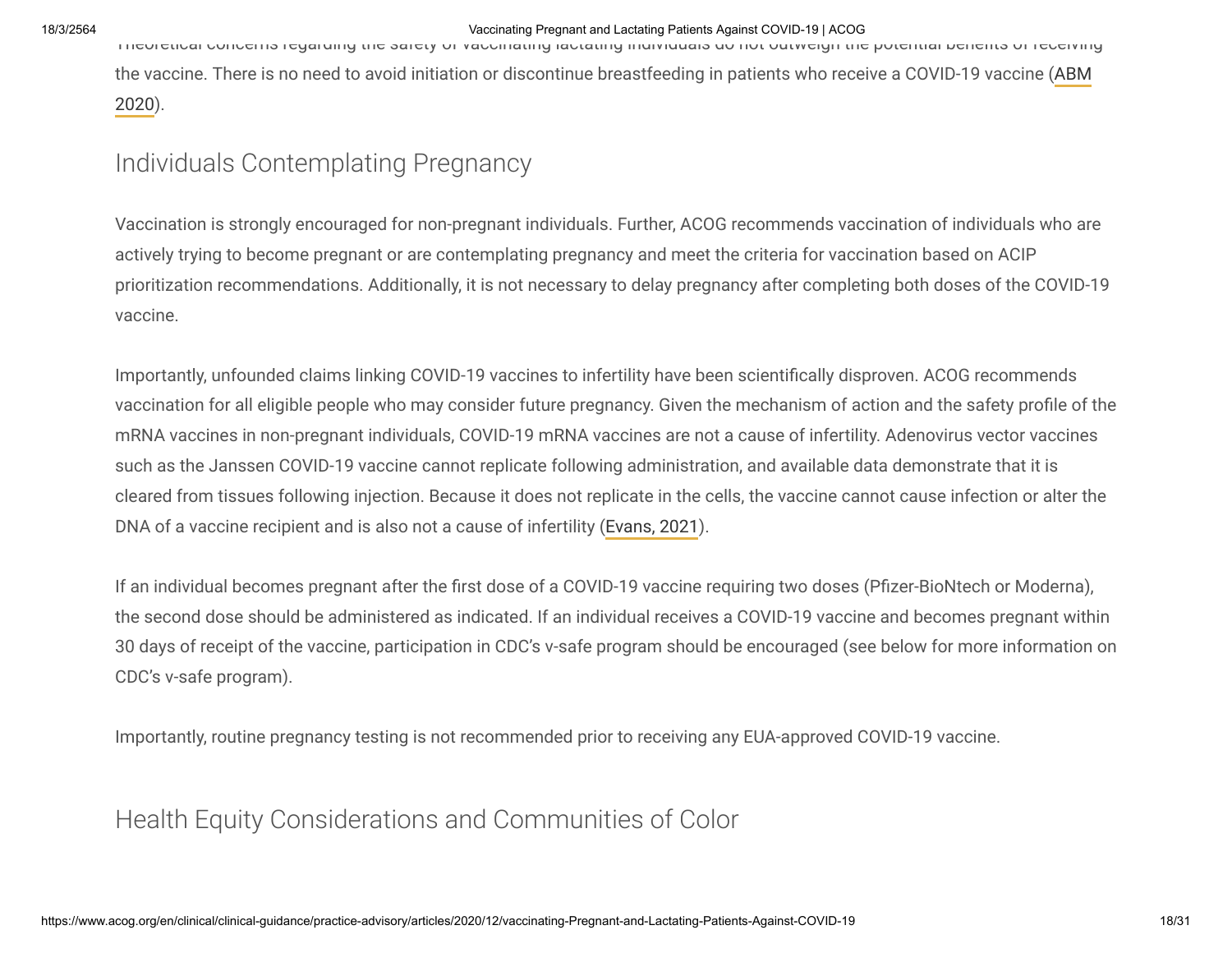Theoretical concerns regarding the safety of vaccinating lactating individuals do not outweigh the potential benefits of receiving the vaccine. There is no need to avoid initiation or discontinue breastfeeding in patients who receive a COVID-19 vaccine (ABM 2020).

## Individuals Contemplating Pregnancy

Vaccination is strongly encouraged for non-pregnant individuals. Further, ACOG recommends vaccination of individuals who are actively trying to become pregnant or are contemplating pregnancy and meet the criteria for vaccination based on ACIP prioritization recommendations. Additionally, it is not necessary to delay pregnancy after completing both doses of the COVID-19 vaccine.

Importantly, unfounded claims linking COVID-19 vaccines to infertility have been scientifically disproven. ACOG recommends vaccination for all eligible people who may consider future pregnancy. Given the mechanism of action and the safety profile of the mRNA vaccines in non-pregnant individuals, COVID-19 mRNA vaccines are not a cause of infertility. Adenovirus vector vaccines such as the Janssen COVID-19 vaccine cannot replicate following administration, and available data demonstrate that it is cleared from tissues following injection. Because it does not replicate in the cells, the vaccine cannot cause infection or alter the DNA of a vaccine recipient and is also not a cause of infertility (Evans, 2021).

If an individual becomes pregnant after the first dose of a COVID-19 vaccine requiring two doses (Pfizer-BioNtech or Moderna), the second dose should be administered as indicated. If an individual receives a COVID-19 vaccine and becomes pregnant within 30 days of receipt of the vaccine, participation in CDC's v-safe program should be encouraged (see below for more information on CDC's v-safe program).

Importantly, routine pregnancy testing is not recommended prior to receiving any EUA-approved COVID-19 vaccine.

## Health Equity Considerations and Communities of Color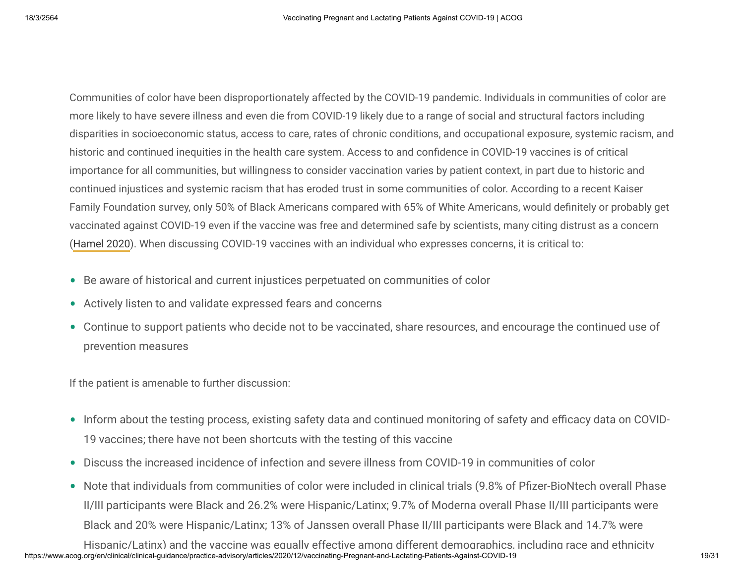Communities of color have been disproportionately affected by the COVID-19 pandemic. Individuals in communities of color are more likely to have severe illness and even die from COVID-19 likely due to a range of social and structural factors including disparities in socioeconomic status, access to care, rates of chronic conditions, and occupational exposure, systemic racism, and historic and continued inequities in the health care system. Access to and confidence in COVID-19 vaccines is of critical importance for all communities, but willingness to consider vaccination varies by patient context, in part due to historic and continued injustices and systemic racism that has eroded trust in some communities of color. According to a recent Kaiser Family Foundation survey, only 50% of Black Americans compared with 65% of White Americans, would definitely or probably get vaccinated against COVID-19 even if the vaccine was free and determined safe by scientists, many citing distrust as a concern (Hamel 2020). When discussing COVID-19 vaccines with an individual who expresses concerns, it is critical to:

- Be aware of historical and current injustices perpetuated on communities of color
- Actively listen to and validate expressed fears and concerns
- Continue to support patients who decide not to be vaccinated, share resources, and encourage the continued use of prevention measures

If the patient is amenable to further discussion:

- Inform about the testing process, existing safety data and continued monitoring of safety and efficacy data on COVID-19 vaccines; there have not been shortcuts with the testing of this vaccine
- Discuss the increased incidence of infection and severe illness from COVID-19 in communities of color
- Note that individuals from communities of color were included in clinical trials (9.8% of Pfizer-BioNtech overall Phase II/III participants were Black and 26.2% were Hispanic/Latinx; 9.7% of Moderna overall Phase II/III participants were Black and 20% were Hispanic/Latinx; 13% of Janssen overall Phase II/III participants were Black and 14.7% were Hispanic/Latinx) and the vaccine was equally effective among different demographics, including race and ethnicity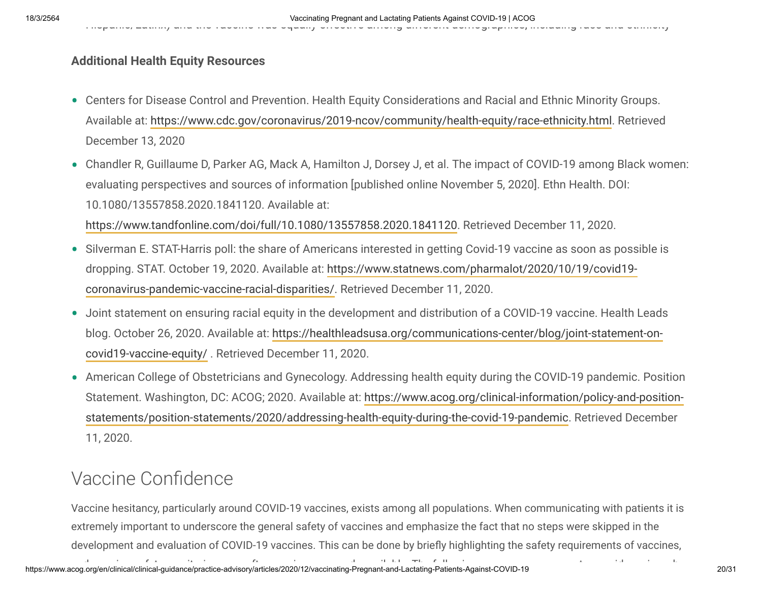Hispanic, Latinx) and the vaccine was equally effective among different demographics, including race and ethnicity

**Additional Health Equity Resources**

- Centers for Disease Control and Prevention. Health Equity Considerations and Racial and Ethnic Minority Groups. Available at: https://www.cdc.gov/coronavirus/2019-ncov/community/health-equity/race-ethnicity.html. Retrieved December 13, 2020
- Chandler R, Guillaume D, Parker AG, Mack A, Hamilton J, Dorsey J, et al. The impact of COVID-19 among Black women: evaluating perspectives and sources of information [published online November 5, 2020]. Ethn Health. DOI: 10.1080/13557858.2020.1841120. Available at: https://www.tandfonline.com/doi/full/10.1080/13557858.2020.1841120. Retrieved December 11, 2020.
- Silverman E. STAT-Harris poll: the share of Americans interested in getting Covid-19 vaccine as soon as possible is dropping. STAT. October 19, 2020. Available at: https://www.statnews.com/pharmalot/2020/10/19/covid19-coronavirus-pandemic-vaccine-racial-disparities/. Retrieved December 11, 2020.
- Joint statement on ensuring racial equity in the development and distribution of a COVID-19 vaccine. Health Leads blog. October 26, 2020. Available at: https://healthleadsusa.org/communications-center/blog/joint-statement-on-covid19-vaccine-equity/ . Retrieved December 11, 2020.
- American College of Obstetricians and Gynecology. Addressing health equity during the COVID-19 pandemic. Position Statement. Washington, DC: ACOG; 2020. Available at: https://www.acog.org/clinical-information/policy-and-position-statements/position-statements/2020/addressing-health-equity-during-the-covid-19-pandemic. Retrieved December 11, 2020.

## Vaccine Confidence

Vaccine hesitancy, particularly around COVID-19 vaccines, exists among all populations. When communicating with patients it is extremely important to underscore the general safety of vaccines and emphasize the fact that no steps were skipped in the development and evaluation of COVID-19 vaccines. This can be done by briefly highlighting the safety requirements of vaccines,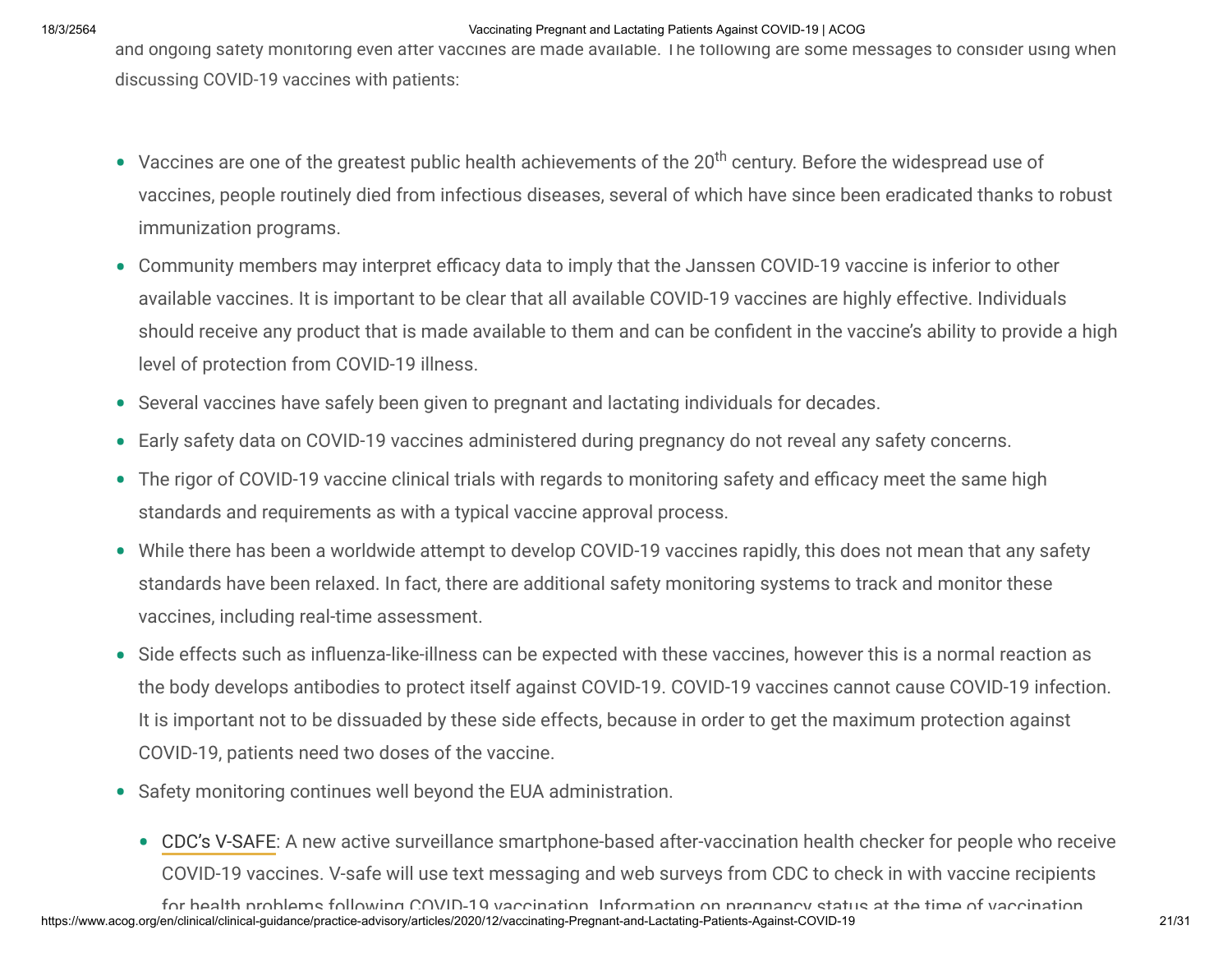and ongoing safety monitoring even after vaccines are made available. The following are some messages to consider using when discussing COVID-19 vaccines with patients:

- Vaccines are one of the greatest public health achievements of the 20th century. Before the widespread use of vaccines, people routinely died from infectious diseases, several of which have since been eradicated thanks to robust immunization programs.
- Community members may interpret efficacy data to imply that the Janssen COVID-19 vaccine is inferior to other available vaccines. It is important to be clear that all available COVID-19 vaccines are highly effective. Individuals should receive any product that is made available to them and can be confident in the vaccine's ability to provide a high level of protection from COVID-19 illness.
- Several vaccines have safely been given to pregnant and lactating individuals for decades.
- Early safety data on COVID-19 vaccines administered during pregnancy do not reveal any safety concerns.
- The rigor of COVID-19 vaccine clinical trials with regards to monitoring safety and efficacy meet the same high standards and requirements as with a typical vaccine approval process.
- While there has been a worldwide attempt to develop COVID-19 vaccines rapidly, this does not mean that any safety standards have been relaxed. In fact, there are additional safety monitoring systems to track and monitor these vaccines, including real-time assessment.
- Side effects such as influenza-like-illness can be expected with these vaccines, however this is a normal reaction as the body develops antibodies to protect itself against COVID-19. COVID-19 vaccines cannot cause COVID-19 infection. It is important not to be dissuaded by these side effects, because in order to get the maximum protection against COVID-19, patients need two doses of the vaccine.
- Safety monitoring continues well beyond the EUA administration.
  - CDC's V-SAFE: A new active surveillance smartphone-based after-vaccination health checker for people who receive COVID-19 vaccines. V-safe will use text messaging and web surveys from CDC to check in with vaccine recipients for health problems following COVID-19 vaccination. Information on pregnancy status at the time of vaccination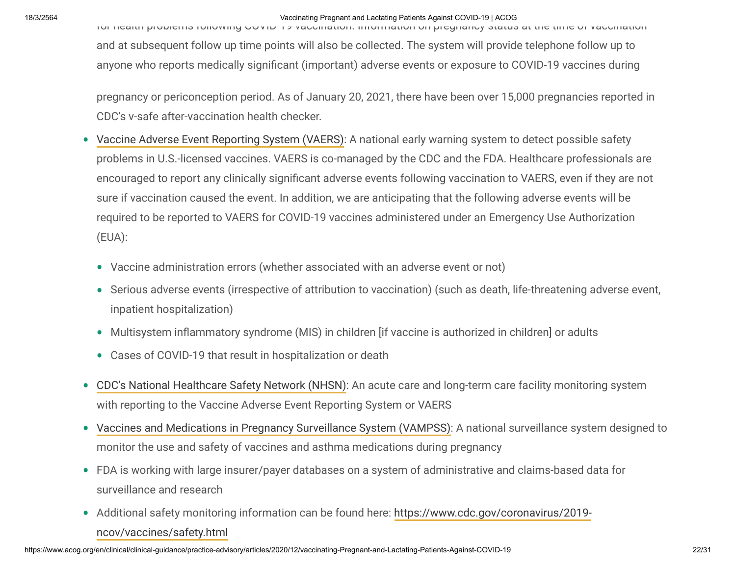for health problems following COVID-19 vaccination. Information on pregnancy status at the time of vaccination and at subsequent follow up time points will also be collected. The system will provide telephone follow up to anyone who reports medically significant (important) adverse events or exposure to COVID-19 vaccines during pregnancy or periconception period. As of January 20, 2021, there have been over 15,000 pregnancies reported in CDC's v-safe after-vaccination health checker.

- Vaccine Adverse Event Reporting System (VAERS): A national early warning system to detect possible safety problems in U.S.-licensed vaccines. VAERS is co-managed by the CDC and the FDA. Healthcare professionals are encouraged to report any clinically significant adverse events following vaccination to VAERS, even if they are not sure if vaccination caused the event. In addition, we are anticipating that the following adverse events will be required to be reported to VAERS for COVID-19 vaccines administered under an Emergency Use Authorization (EUA):
  - Vaccine administration errors (whether associated with an adverse event or not)
  - Serious adverse events (irrespective of attribution to vaccination) (such as death, life-threatening adverse event, inpatient hospitalization)
  - Multisystem inflammatory syndrome (MIS) in children [if vaccine is authorized in children] or adults
  - Cases of COVID-19 that result in hospitalization or death
- CDC's National Healthcare Safety Network (NHSN): An acute care and long-term care facility monitoring system with reporting to the Vaccine Adverse Event Reporting System or VAERS
- Vaccines and Medications in Pregnancy Surveillance System (VAMPSS): A national surveillance system designed to monitor the use and safety of vaccines and asthma medications during pregnancy
- FDA is working with large insurer/payer databases on a system of administrative and claims-based data for surveillance and research
- Additional safety monitoring information can be found here: https://www.cdc.gov/coronavirus/2019-ncov/vaccines/safety.html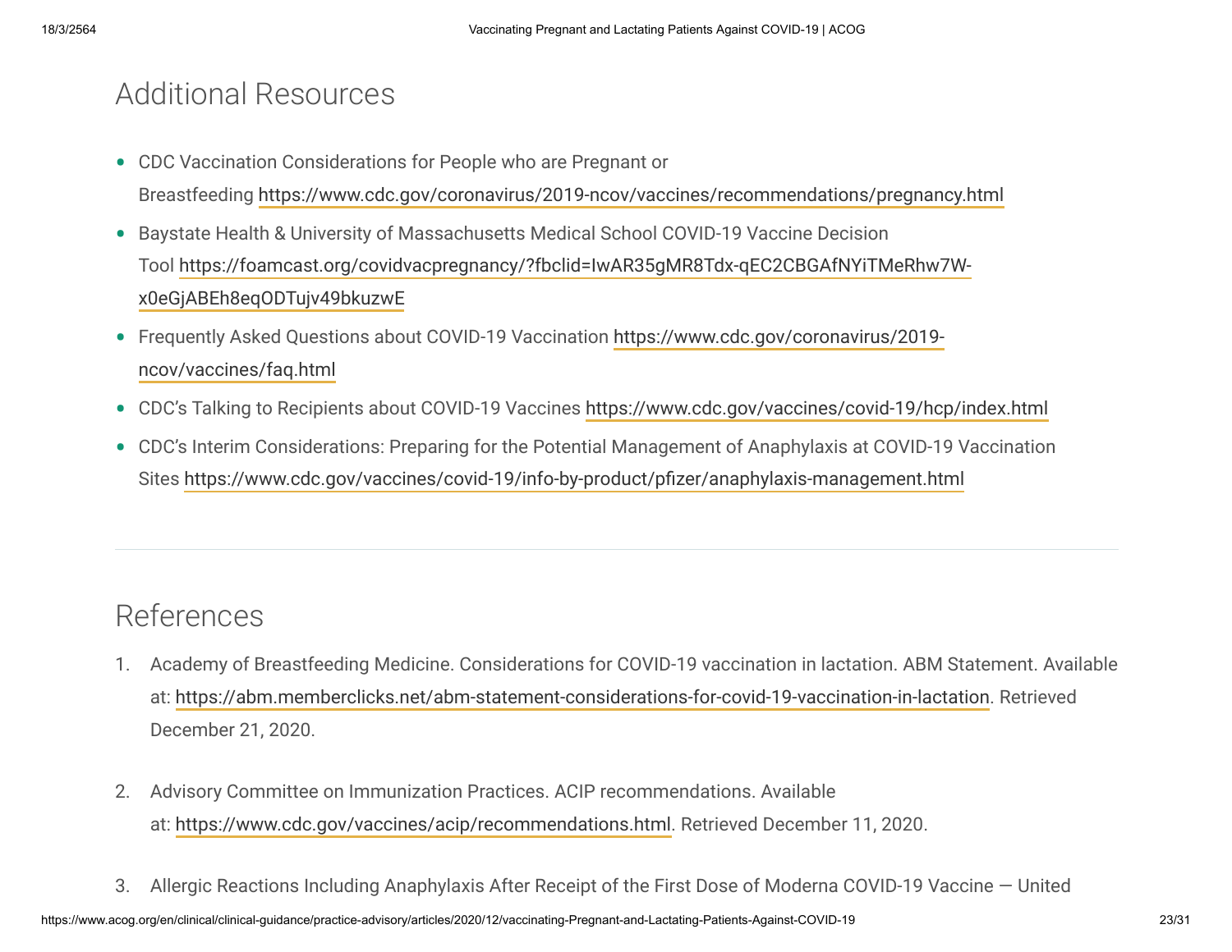## Additional Resources

- CDC Vaccination Considerations for People who are Pregnant or Breastfeeding https://www.cdc.gov/coronavirus/2019-ncov/vaccines/recommendations/pregnancy.html
- Baystate Health & University of Massachusetts Medical School COVID-19 Vaccine Decision Tool https://foamcast.org/covidvacpregnancy/?fbclid=IwAR35gMR8Tdx-qEC2CBGAfNYiTMeRhw7W-x0eGjABEh8eqODTujv49bkuzwE
- Frequently Asked Questions about COVID-19 Vaccination https://www.cdc.gov/coronavirus/2019-ncov/vaccines/faq.html
- CDC's Talking to Recipients about COVID-19 Vaccines https://www.cdc.gov/vaccines/covid-19/hcp/index.html
- CDC's Interim Considerations: Preparing for the Potential Management of Anaphylaxis at COVID-19 Vaccination Sites https://www.cdc.gov/vaccines/covid-19/info-by-product/pfizer/anaphylaxis-management.html

---

## References

1. Academy of Breastfeeding Medicine. Considerations for COVID-19 vaccination in lactation. ABM Statement. Available at: https://abm.memberclicks.net/abm-statement-considerations-for-covid-19-vaccination-in-lactation. Retrieved December 21, 2020.

2. Advisory Committee on Immunization Practices. ACIP recommendations. Available at: https://www.cdc.gov/vaccines/acip/recommendations.html. Retrieved December 11, 2020.

3. Allergic Reactions Including Anaphylaxis After Receipt of the First Dose of Moderna COVID-19 Vaccine — United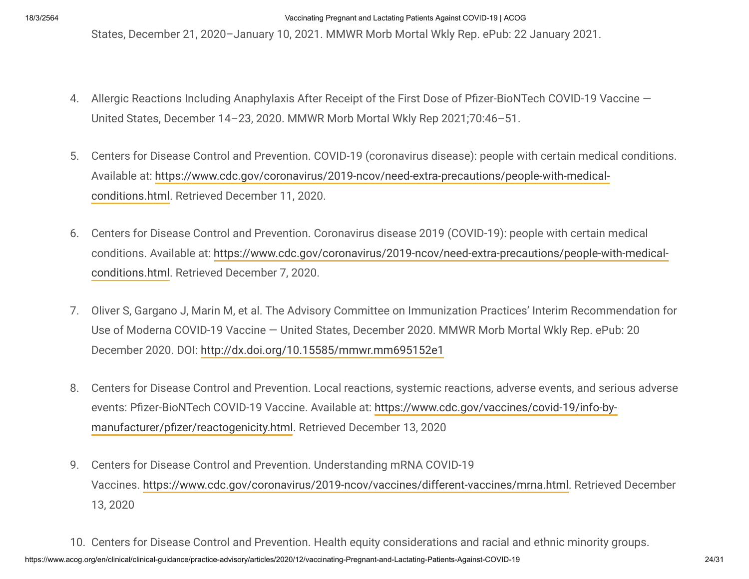States, December 21, 2020–January 10, 2021. MMWR Morb Mortal Wkly Rep. ePub: 22 January 2021.

4. Allergic Reactions Including Anaphylaxis After Receipt of the First Dose of Pfizer-BioNTech COVID-19 Vaccine — United States, December 14–23, 2020. MMWR Morb Mortal Wkly Rep 2021;70:46–51.

5. Centers for Disease Control and Prevention. COVID-19 (coronavirus disease): people with certain medical conditions. Available at: https://www.cdc.gov/coronavirus/2019-ncov/need-extra-precautions/people-with-medical-conditions.html. Retrieved December 11, 2020.

6. Centers for Disease Control and Prevention. Coronavirus disease 2019 (COVID-19): people with certain medical conditions. Available at: https://www.cdc.gov/coronavirus/2019-ncov/need-extra-precautions/people-with-medical-conditions.html. Retrieved December 7, 2020.

7. Oliver S, Gargano J, Marin M, et al. The Advisory Committee on Immunization Practices' Interim Recommendation for Use of Moderna COVID-19 Vaccine — United States, December 2020. MMWR Morb Mortal Wkly Rep. ePub: 20 December 2020. DOI: http://dx.doi.org/10.15585/mmwr.mm695152e1

8. Centers for Disease Control and Prevention. Local reactions, systemic reactions, adverse events, and serious adverse events: Pfizer-BioNTech COVID-19 Vaccine. Available at: https://www.cdc.gov/vaccines/covid-19/info-by-manufacturer/pfizer/reactogenicity.html. Retrieved December 13, 2020

9. Centers for Disease Control and Prevention. Understanding mRNA COVID-19 Vaccines. https://www.cdc.gov/coronavirus/2019-ncov/vaccines/different-vaccines/mrna.html. Retrieved December 13, 2020

10. Centers for Disease Control and Prevention. Health equity considerations and racial and ethnic minority groups.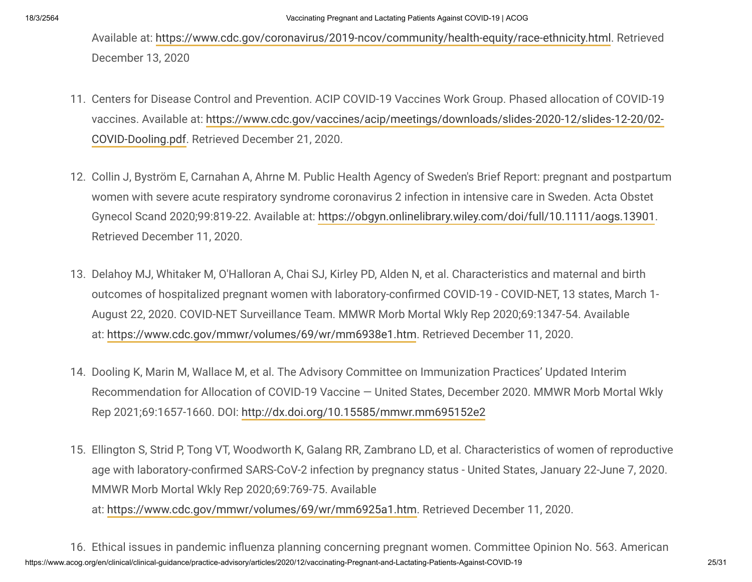Available at: https://www.cdc.gov/coronavirus/2019-ncov/community/health-equity/race-ethnicity.html. Retrieved December 13, 2020

11. Centers for Disease Control and Prevention. ACIP COVID-19 Vaccines Work Group. Phased allocation of COVID-19 vaccines. Available at: https://www.cdc.gov/vaccines/acip/meetings/downloads/slides-2020-12/slides-12-20/02-COVID-Dooling.pdf. Retrieved December 21, 2020.

12. Collin J, Byström E, Carnahan A, Ahrne M. Public Health Agency of Sweden's Brief Report: pregnant and postpartum women with severe acute respiratory syndrome coronavirus 2 infection in intensive care in Sweden. Acta Obstet Gynecol Scand 2020;99:819-22. Available at: https://obgyn.onlinelibrary.wiley.com/doi/full/10.1111/aogs.13901. Retrieved December 11, 2020.

13. Delahoy MJ, Whitaker M, O'Halloran A, Chai SJ, Kirley PD, Alden N, et al. Characteristics and maternal and birth outcomes of hospitalized pregnant women with laboratory-confirmed COVID-19 - COVID-NET, 13 states, March 1-August 22, 2020. COVID-NET Surveillance Team. MMWR Morb Mortal Wkly Rep 2020;69:1347-54. Available at: https://www.cdc.gov/mmwr/volumes/69/wr/mm6938e1.htm. Retrieved December 11, 2020.

14. Dooling K, Marin M, Wallace M, et al. The Advisory Committee on Immunization Practices' Updated Interim Recommendation for Allocation of COVID-19 Vaccine — United States, December 2020. MMWR Morb Mortal Wkly Rep 2021;69:1657-1660. DOI: http://dx.doi.org/10.15585/mmwr.mm695152e2

15. Ellington S, Strid P, Tong VT, Woodworth K, Galang RR, Zambrano LD, et al. Characteristics of women of reproductive age with laboratory-confirmed SARS-CoV-2 infection by pregnancy status - United States, January 22-June 7, 2020. MMWR Morb Mortal Wkly Rep 2020;69:769-75. Available at: https://www.cdc.gov/mmwr/volumes/69/wr/mm6925a1.htm. Retrieved December 11, 2020.

16. Ethical issues in pandemic influenza planning concerning pregnant women. Committee Opinion No. 563. American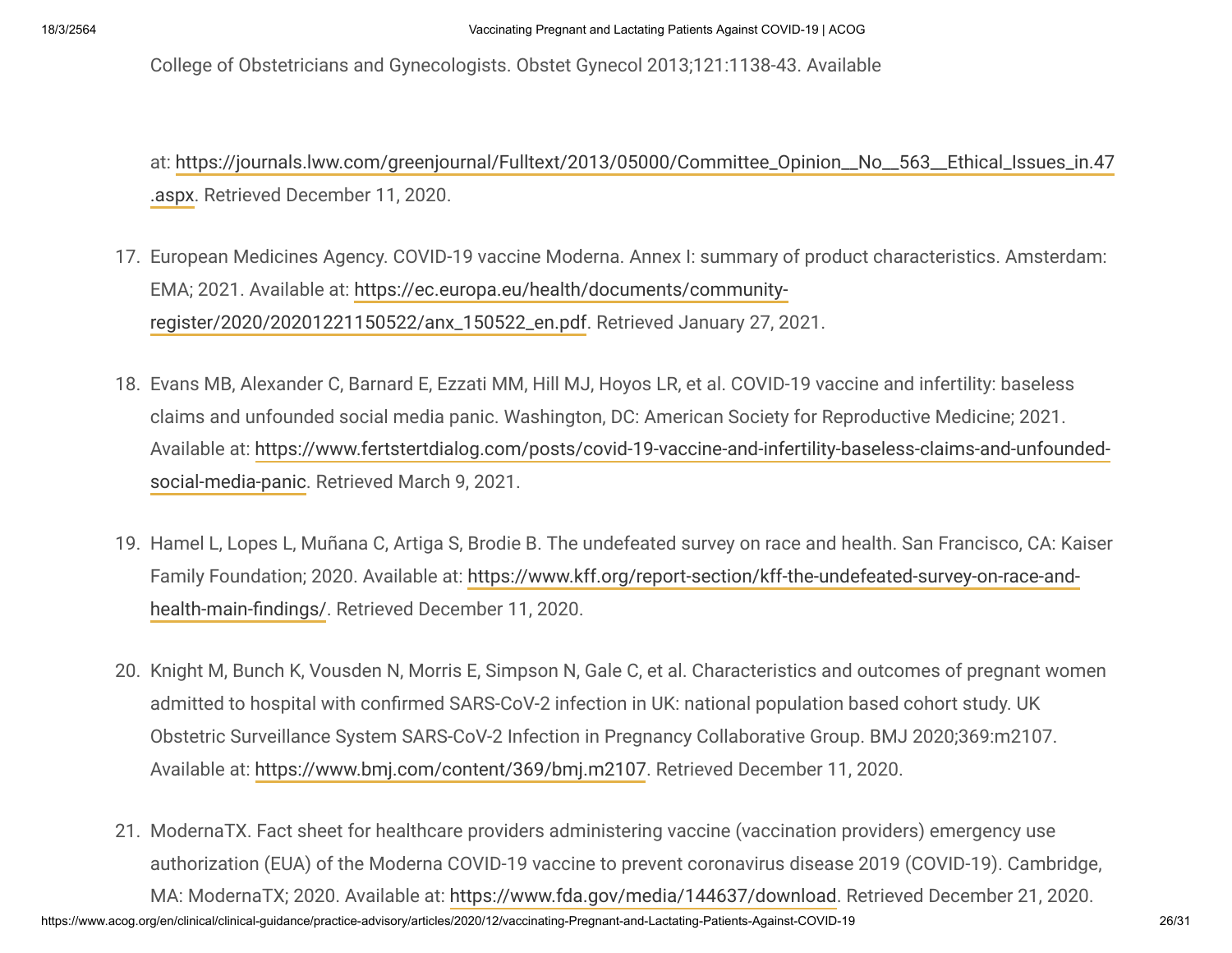College of Obstetricians and Gynecologists. Obstet Gynecol 2013;121:1138-43. Available

at: https://journals.lww.com/greenjournal/Fulltext/2013/05000/Committee_Opinion__No__563__Ethical_Issues_in.47.aspx. Retrieved December 11, 2020.

17. European Medicines Agency. COVID-19 vaccine Moderna. Annex I: summary of product characteristics. Amsterdam: EMA; 2021. Available at: https://ec.europa.eu/health/documents/community-register/2020/20201221150522/anx_150522_en.pdf. Retrieved January 27, 2021.

18. Evans MB, Alexander C, Barnard E, Ezzati MM, Hill MJ, Hoyos LR, et al. COVID-19 vaccine and infertility: baseless claims and unfounded social media panic. Washington, DC: American Society for Reproductive Medicine; 2021. Available at: https://www.fertstertdialog.com/posts/covid-19-vaccine-and-infertility-baseless-claims-and-unfounded-social-media-panic. Retrieved March 9, 2021.

19. Hamel L, Lopes L, Muñana C, Artiga S, Brodie B. The undefeated survey on race and health. San Francisco, CA: Kaiser Family Foundation; 2020. Available at: https://www.kff.org/report-section/kff-the-undefeated-survey-on-race-and-health-main-findings/. Retrieved December 11, 2020.

20. Knight M, Bunch K, Vousden N, Morris E, Simpson N, Gale C, et al. Characteristics and outcomes of pregnant women admitted to hospital with confirmed SARS-CoV-2 infection in UK: national population based cohort study. UK Obstetric Surveillance System SARS-CoV-2 Infection in Pregnancy Collaborative Group. BMJ 2020;369:m2107. Available at: https://www.bmj.com/content/369/bmj.m2107. Retrieved December 11, 2020.

21. ModernaTX. Fact sheet for healthcare providers administering vaccine (vaccination providers) emergency use authorization (EUA) of the Moderna COVID-19 vaccine to prevent coronavirus disease 2019 (COVID-19). Cambridge, MA: ModernaTX; 2020. Available at: https://www.fda.gov/media/144637/download. Retrieved December 21, 2020.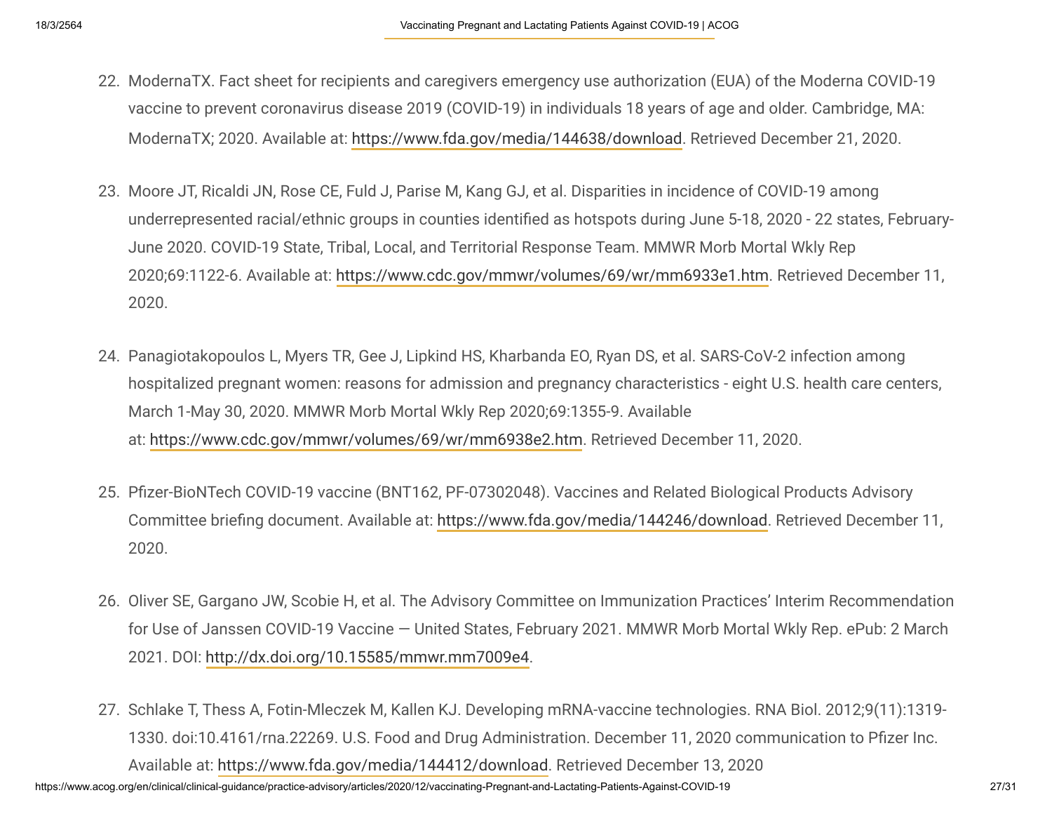22. ModernaTX. Fact sheet for recipients and caregivers emergency use authorization (EUA) of the Moderna COVID-19 vaccine to prevent coronavirus disease 2019 (COVID-19) in individuals 18 years of age and older. Cambridge, MA: ModernaTX; 2020. Available at: https://www.fda.gov/media/144638/download. Retrieved December 21, 2020.

23. Moore JT, Ricaldi JN, Rose CE, Fuld J, Parise M, Kang GJ, et al. Disparities in incidence of COVID-19 among underrepresented racial/ethnic groups in counties identified as hotspots during June 5-18, 2020 - 22 states, February-June 2020. COVID-19 State, Tribal, Local, and Territorial Response Team. MMWR Morb Mortal Wkly Rep 2020;69:1122-6. Available at: https://www.cdc.gov/mmwr/volumes/69/wr/mm6933e1.htm. Retrieved December 11, 2020.

24. Panagiotakopoulos L, Myers TR, Gee J, Lipkind HS, Kharbanda EO, Ryan DS, et al. SARS-CoV-2 infection among hospitalized pregnant women: reasons for admission and pregnancy characteristics - eight U.S. health care centers, March 1-May 30, 2020. MMWR Morb Mortal Wkly Rep 2020;69:1355-9. Available at: https://www.cdc.gov/mmwr/volumes/69/wr/mm6938e2.htm. Retrieved December 11, 2020.

25. Pfizer-BioNTech COVID-19 vaccine (BNT162, PF-07302048). Vaccines and Related Biological Products Advisory Committee briefing document. Available at: https://www.fda.gov/media/144246/download. Retrieved December 11, 2020.

26. Oliver SE, Gargano JW, Scobie H, et al. The Advisory Committee on Immunization Practices' Interim Recommendation for Use of Janssen COVID-19 Vaccine — United States, February 2021. MMWR Morb Mortal Wkly Rep. ePub: 2 March 2021. DOI: http://dx.doi.org/10.15585/mmwr.mm7009e4.

27. Schlake T, Thess A, Fotin-Mleczek M, Kallen KJ. Developing mRNA-vaccine technologies. RNA Biol. 2012;9(11):1319-1330. doi:10.4161/rna.22269. U.S. Food and Drug Administration. December 11, 2020 communication to Pfizer Inc. Available at: https://www.fda.gov/media/144412/download. Retrieved December 13, 2020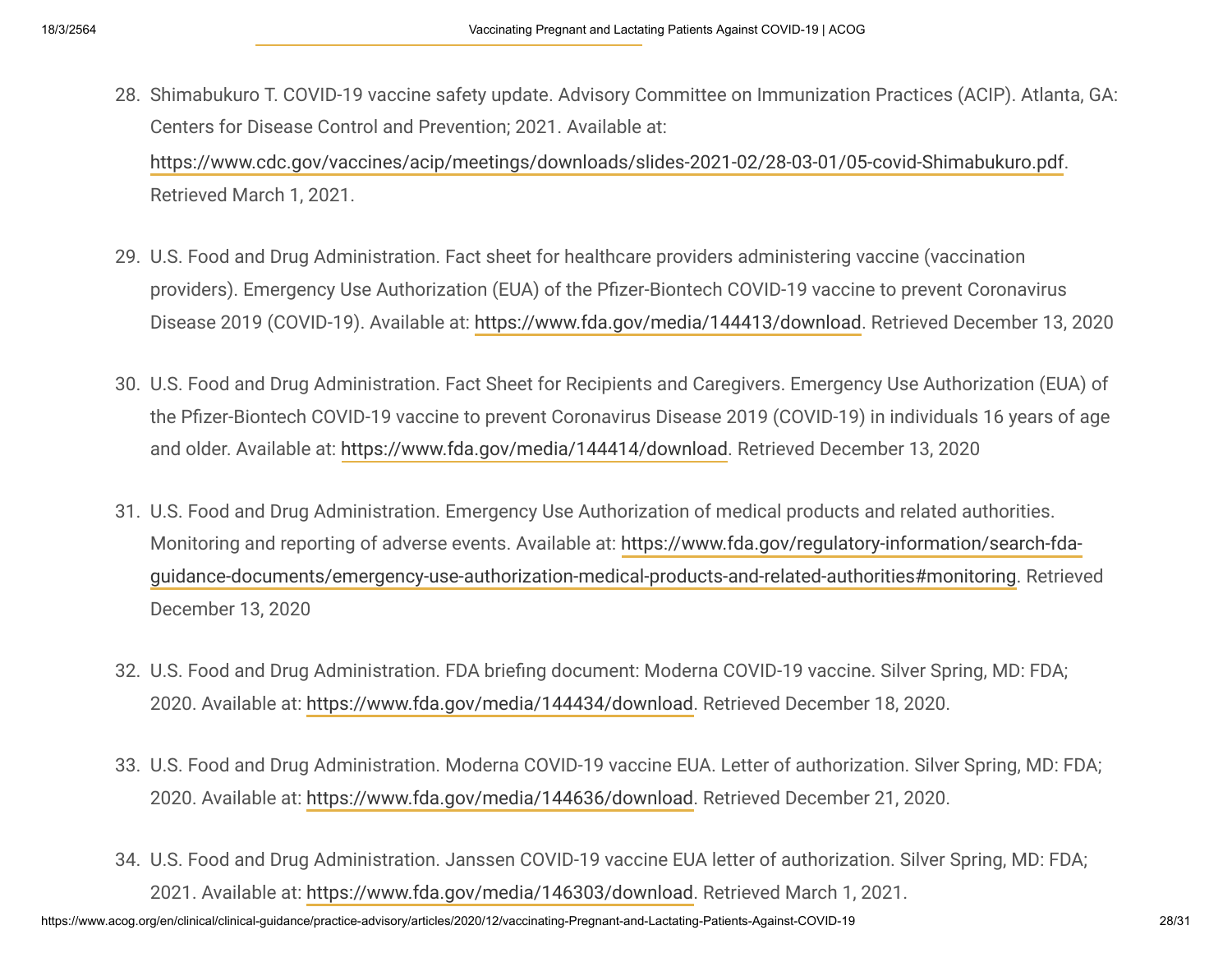28. Shimabukuro T. COVID-19 vaccine safety update. Advisory Committee on Immunization Practices (ACIP). Atlanta, GA: Centers for Disease Control and Prevention; 2021. Available at: https://www.cdc.gov/vaccines/acip/meetings/downloads/slides-2021-02/28-03-01/05-covid-Shimabukuro.pdf. Retrieved March 1, 2021.

29. U.S. Food and Drug Administration. Fact sheet for healthcare providers administering vaccine (vaccination providers). Emergency Use Authorization (EUA) of the Pfizer-Biontech COVID-19 vaccine to prevent Coronavirus Disease 2019 (COVID-19). Available at: https://www.fda.gov/media/144413/download. Retrieved December 13, 2020

30. U.S. Food and Drug Administration. Fact Sheet for Recipients and Caregivers. Emergency Use Authorization (EUA) of the Pfizer-Biontech COVID-19 vaccine to prevent Coronavirus Disease 2019 (COVID-19) in individuals 16 years of age and older. Available at: https://www.fda.gov/media/144414/download. Retrieved December 13, 2020

31. U.S. Food and Drug Administration. Emergency Use Authorization of medical products and related authorities. Monitoring and reporting of adverse events. Available at: https://www.fda.gov/regulatory-information/search-fda-guidance-documents/emergency-use-authorization-medical-products-and-related-authorities#monitoring. Retrieved December 13, 2020

32. U.S. Food and Drug Administration. FDA briefing document: Moderna COVID-19 vaccine. Silver Spring, MD: FDA; 2020. Available at: https://www.fda.gov/media/144434/download. Retrieved December 18, 2020.

33. U.S. Food and Drug Administration. Moderna COVID-19 vaccine EUA. Letter of authorization. Silver Spring, MD: FDA; 2020. Available at: https://www.fda.gov/media/144636/download. Retrieved December 21, 2020.

34. U.S. Food and Drug Administration. Janssen COVID-19 vaccine EUA letter of authorization. Silver Spring, MD: FDA; 2021. Available at: https://www.fda.gov/media/146303/download. Retrieved March 1, 2021.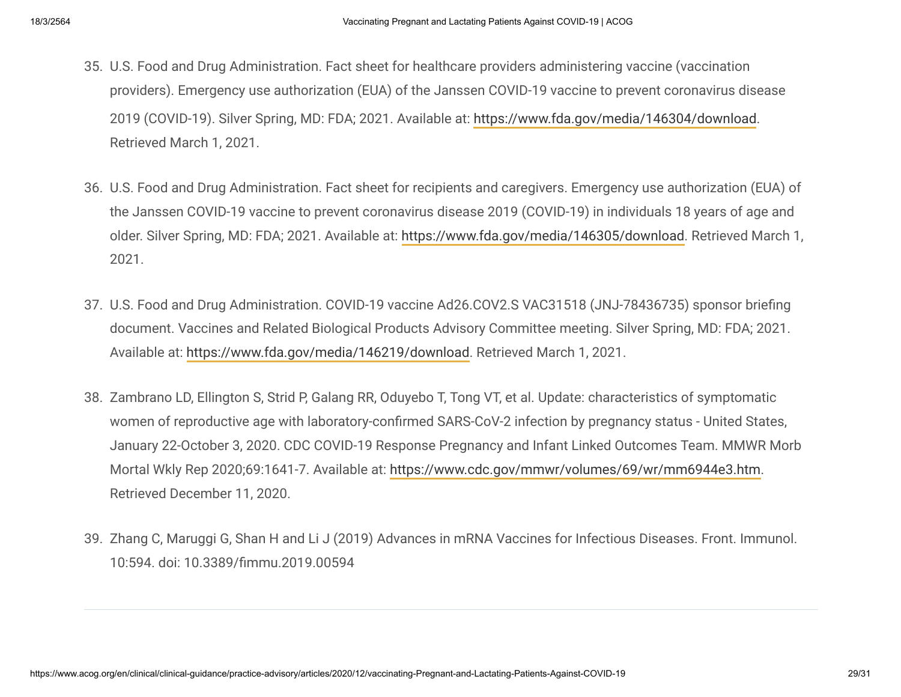35. U.S. Food and Drug Administration. Fact sheet for healthcare providers administering vaccine (vaccination providers). Emergency use authorization (EUA) of the Janssen COVID-19 vaccine to prevent coronavirus disease 2019 (COVID-19). Silver Spring, MD: FDA; 2021. Available at: https://www.fda.gov/media/146304/download. Retrieved March 1, 2021.

36. U.S. Food and Drug Administration. Fact sheet for recipients and caregivers. Emergency use authorization (EUA) of the Janssen COVID-19 vaccine to prevent coronavirus disease 2019 (COVID-19) in individuals 18 years of age and older. Silver Spring, MD: FDA; 2021. Available at: https://www.fda.gov/media/146305/download. Retrieved March 1, 2021.

37. U.S. Food and Drug Administration. COVID-19 vaccine Ad26.COV2.S VAC31518 (JNJ-78436735) sponsor briefing document. Vaccines and Related Biological Products Advisory Committee meeting. Silver Spring, MD: FDA; 2021. Available at: https://www.fda.gov/media/146219/download. Retrieved March 1, 2021.

38. Zambrano LD, Ellington S, Strid P, Galang RR, Oduyebo T, Tong VT, et al. Update: characteristics of symptomatic women of reproductive age with laboratory-confirmed SARS-CoV-2 infection by pregnancy status - United States, January 22-October 3, 2020. CDC COVID-19 Response Pregnancy and Infant Linked Outcomes Team. MMWR Morb Mortal Wkly Rep 2020;69:1641-7. Available at: https://www.cdc.gov/mmwr/volumes/69/wr/mm6944e3.htm. Retrieved December 11, 2020.

39. Zhang C, Maruggi G, Shan H and Li J (2019) Advances in mRNA Vaccines for Infectious Diseases. Front. Immunol. 10:594. doi: 10.3389/fimmu.2019.00594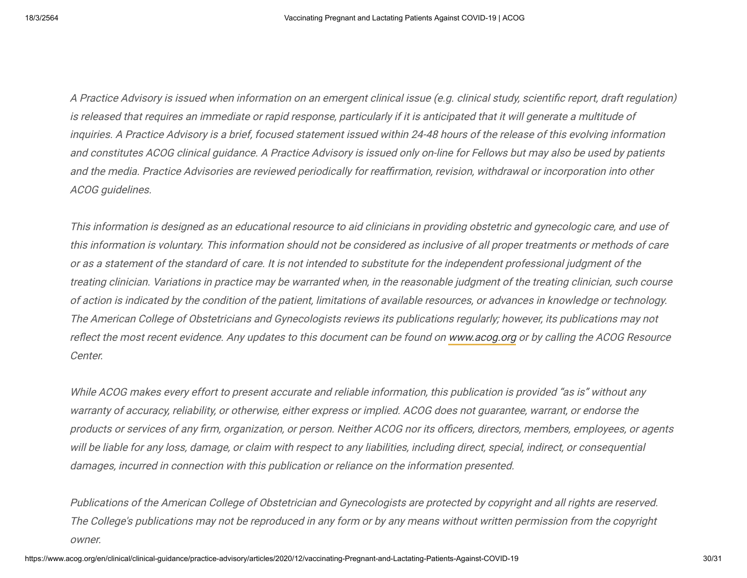*A Practice Advisory is issued when information on an emergent clinical issue (e.g. clinical study, scientific report, draft regulation) is released that requires an immediate or rapid response, particularly if it is anticipated that it will generate a multitude of inquiries. A Practice Advisory is a brief, focused statement issued within 24-48 hours of the release of this evolving information and constitutes ACOG clinical guidance. A Practice Advisory is issued only on-line for Fellows but may also be used by patients and the media. Practice Advisories are reviewed periodically for reaffirmation, revision, withdrawal or incorporation into other ACOG guidelines.*

*This information is designed as an educational resource to aid clinicians in providing obstetric and gynecologic care, and use of this information is voluntary. This information should not be considered as inclusive of all proper treatments or methods of care or as a statement of the standard of care. It is not intended to substitute for the independent professional judgment of the treating clinician. Variations in practice may be warranted when, in the reasonable judgment of the treating clinician, such course of action is indicated by the condition of the patient, limitations of available resources, or advances in knowledge or technology. The American College of Obstetricians and Gynecologists reviews its publications regularly; however, its publications may not reflect the most recent evidence. Any updates to this document can be found on www.acog.org or by calling the ACOG Resource Center.*

*While ACOG makes every effort to present accurate and reliable information, this publication is provided "as is" without any warranty of accuracy, reliability, or otherwise, either express or implied. ACOG does not guarantee, warrant, or endorse the products or services of any firm, organization, or person. Neither ACOG nor its officers, directors, members, employees, or agents will be liable for any loss, damage, or claim with respect to any liabilities, including direct, special, indirect, or consequential damages, incurred in connection with this publication or reliance on the information presented.*

*Publications of the American College of Obstetrician and Gynecologists are protected by copyright and all rights are reserved. The College's publications may not be reproduced in any form or by any means without written permission from the copyright owner.*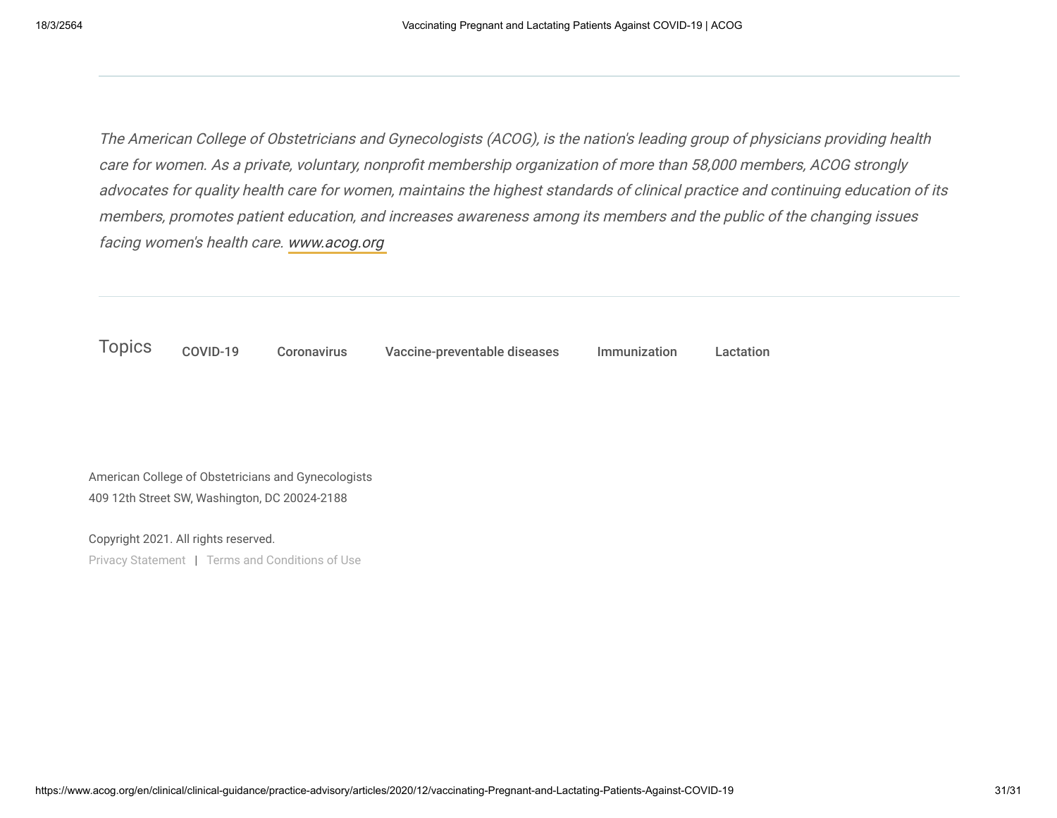---

*The American College of Obstetricians and Gynecologists (ACOG), is the nation's leading group of physicians providing health care for women. As a private, voluntary, nonprofit membership organization of more than 58,000 members, ACOG strongly advocates for quality health care for women, maintains the highest standards of clinical practice and continuing education of its members, promotes patient education, and increases awareness among its members and the public of the changing issues facing women's health care. www.acog.org*

---

Topics COVID-19 Coronavirus Vaccine-preventable diseases Immunization Lactation

American College of Obstetricians and Gynecologists
409 12th Street SW, Washington, DC 20024-2188

Copyright 2021. All rights reserved.
Privacy Statement | Terms and Conditions of Use